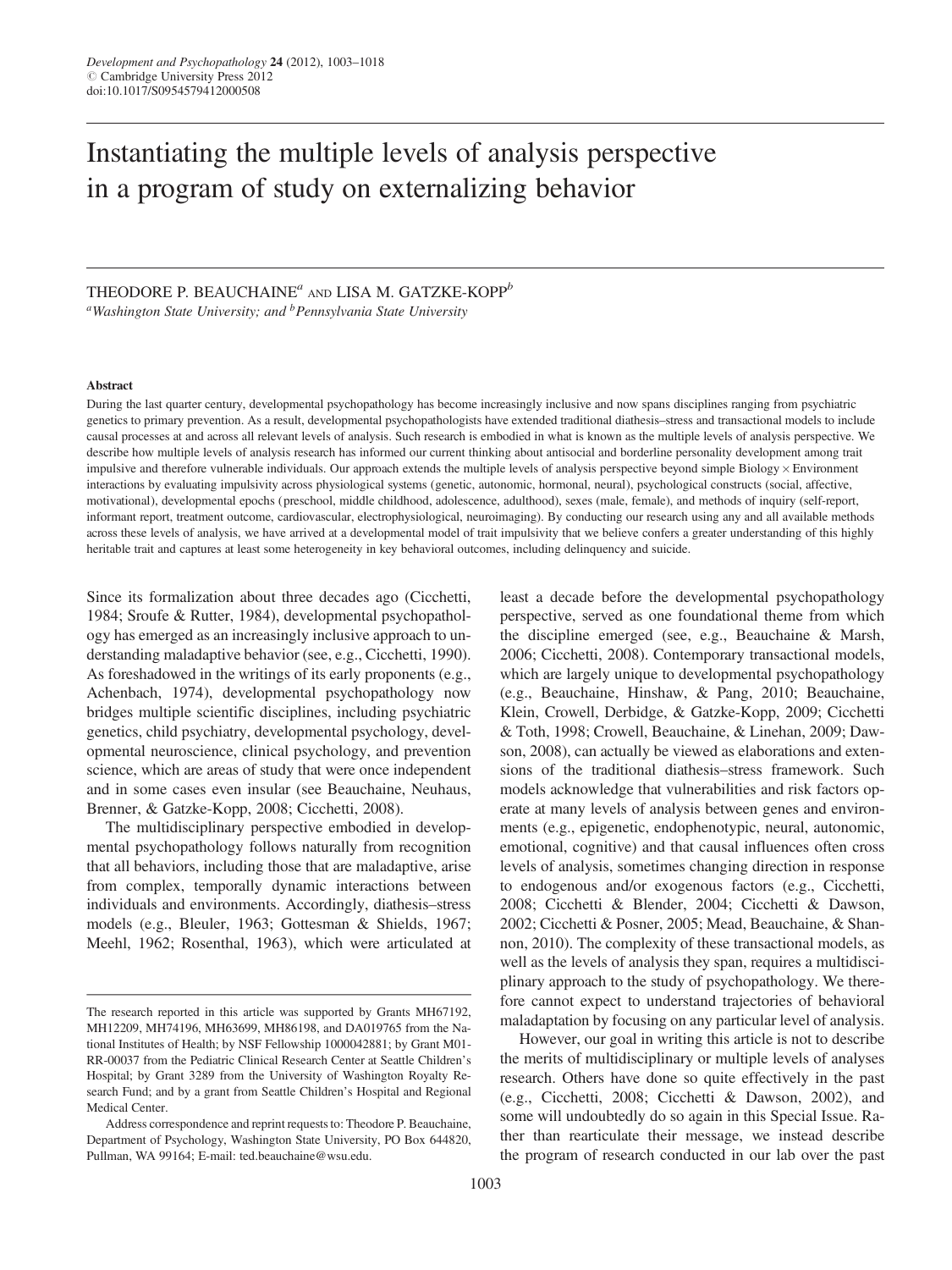# Instantiating the multiple levels of analysis perspective in a program of study on externalizing behavior

THEODORE P. BEAUCHAINE[a] AND LISA M. GATZKE-KOPP[b]

[a]*Washington State University; and* [b]*Pennsylvania State University*

#### Abstract

During the last quarter century, developmental psychopathology has become increasingly inclusive and now spans disciplines ranging from psychiatric genetics to primary prevention. As a result, developmental psychopathologists have extended traditional diathesis–stress and transactional models to include causal processes at and across all relevant levels of analysis. Such research is embodied in what is known as the multiple levels of analysis perspective. We describe how multiple levels of analysis research has informed our current thinking about antisocial and borderline personality development among trait impulsive and therefore vulnerable individuals. Our approach extends the multiple levels of analysis perspective beyond simple Biology × Environment interactions by evaluating impulsivity across physiological systems (genetic, autonomic, hormonal, neural), psychological constructs (social, affective, motivational), developmental epochs (preschool, middle childhood, adolescence, adulthood), sexes (male, female), and methods of inquiry (self-report, informant report, treatment outcome, cardiovascular, electrophysiological, neuroimaging). By conducting our research using any and all available methods across these levels of analysis, we have arrived at a developmental model of trait impulsivity that we believe confers a greater understanding of this highly heritable trait and captures at least some heterogeneity in key behavioral outcomes, including delinquency and suicide.

Since its formalization about three decades ago (Cicchetti, 1984; Sroufe & Rutter, 1984), developmental psychopathology has emerged as an increasingly inclusive approach to understanding maladaptive behavior (see, e.g., Cicchetti, 1990). As foreshadowed in the writings of its early proponents (e.g., Achenbach, 1974), developmental psychopathology now bridges multiple scientific disciplines, including psychiatric genetics, child psychiatry, developmental psychology, developmental neuroscience, clinical psychology, and prevention science, which are areas of study that were once independent and in some cases even insular (see Beauchaine, Neuhaus, Brenner, & Gatzke-Kopp, 2008; Cicchetti, 2008).

The multidisciplinary perspective embodied in developmental psychopathology follows naturally from recognition that all behaviors, including those that are maladaptive, arise from complex, temporally dynamic interactions between individuals and environments. Accordingly, diathesis–stress models (e.g., Bleuler, 1963; Gottesman & Shields, 1967; Meehl, 1962; Rosenthal, 1963), which were articulated at least a decade before the developmental psychopathology perspective, served as one foundational theme from which the discipline emerged (see, e.g., Beauchaine & Marsh, 2006; Cicchetti, 2008). Contemporary transactional models, which are largely unique to developmental psychopathology (e.g., Beauchaine, Hinshaw, & Pang, 2010; Beauchaine, Klein, Crowell, Derbidge, & Gatzke-Kopp, 2009; Cicchetti & Toth, 1998; Crowell, Beauchaine, & Linehan, 2009; Dawson, 2008), can actually be viewed as elaborations and extensions of the traditional diathesis–stress framework. Such models acknowledge that vulnerabilities and risk factors operate at many levels of analysis between genes and environments (e.g., epigenetic, endophenotypic, neural, autonomic, emotional, cognitive) and that causal influences often cross levels of analysis, sometimes changing direction in response to endogenous and/or exogenous factors (e.g., Cicchetti, 2008; Cicchetti & Blender, 2004; Cicchetti & Dawson, 2002; Cicchetti & Posner, 2005; Mead, Beauchaine, & Shannon, 2010). The complexity of these transactional models, as well as the levels of analysis they span, requires a multidisciplinary approach to the study of psychopathology. We therefore cannot expect to understand trajectories of behavioral maladaptation by focusing on any particular level of analysis.

However, our goal in writing this article is not to describe the merits of multidisciplinary or multiple levels of analyses research. Others have done so quite effectively in the past (e.g., Cicchetti, 2008; Cicchetti & Dawson, 2002), and some will undoubtedly do so again in this Special Issue. Rather than rearticulate their message, we instead describe the program of research conducted in our lab over the past

---

The research reported in this article was supported by Grants MH67192, MH12209, MH74196, MH63699, MH86198, and DA019765 from the National Institutes of Health; by NSF Fellowship 1000042881; by Grant M01-RR-00037 from the Pediatric Clinical Research Center at Seattle Children's Hospital; by Grant 3289 from the University of Washington Royalty Research Fund; and by a grant from Seattle Children's Hospital and Regional Medical Center.

Address correspondence and reprint requests to: Theodore P. Beauchaine, Department of Psychology, Washington State University, PO Box 644820, Pullman, WA 99164; E-mail: ted.beauchaine@wsu.edu.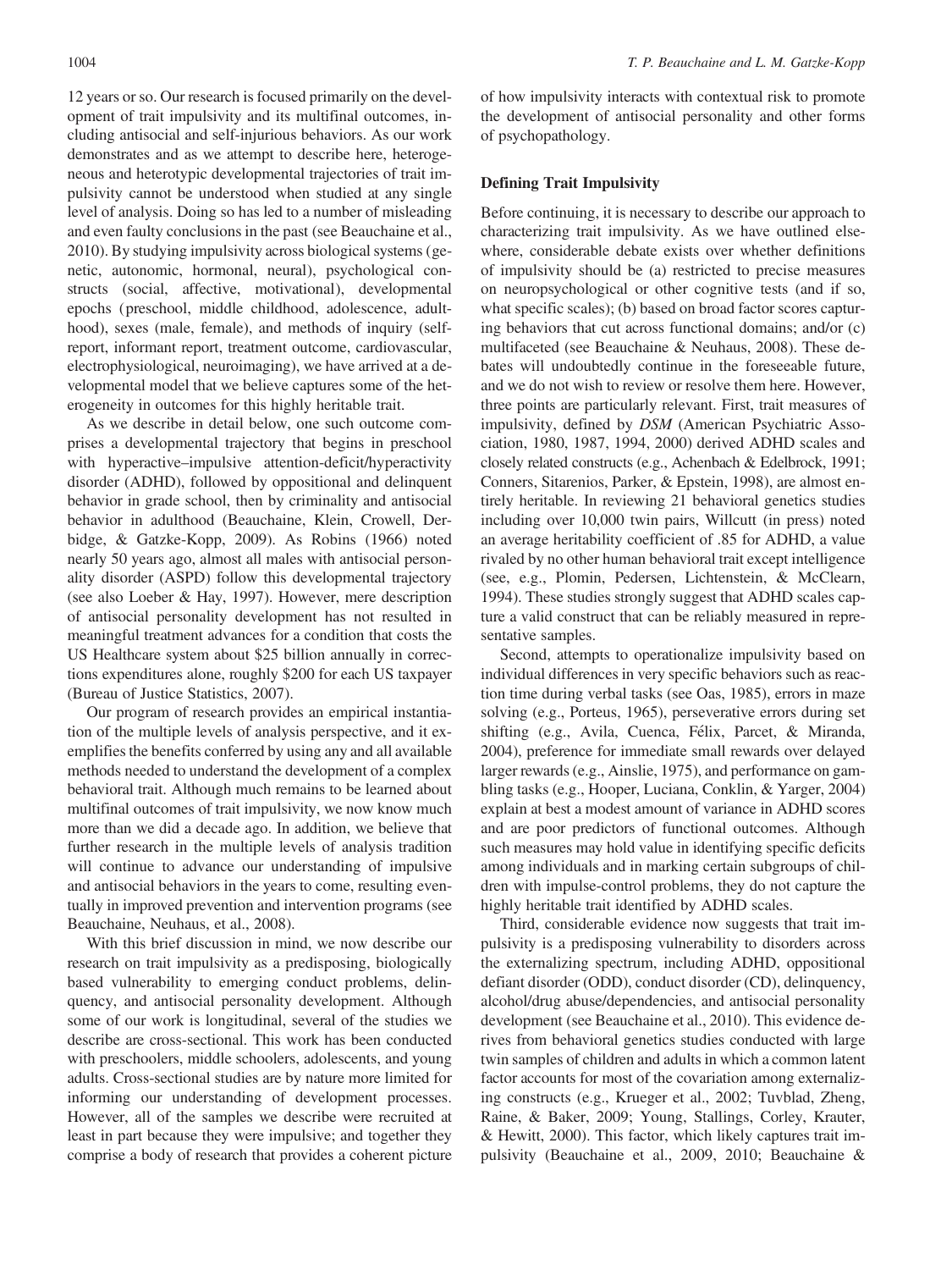12 years or so. Our research is focused primarily on the development of trait impulsivity and its multifinal outcomes, including antisocial and self-injurious behaviors. As our work demonstrates and as we attempt to describe here, heterogeneous and heterotypic developmental trajectories of trait impulsivity cannot be understood when studied at any single level of analysis. Doing so has led to a number of misleading and even faulty conclusions in the past (see Beauchaine et al., 2010). By studying impulsivity across biological systems (genetic, autonomic, hormonal, neural), psychological constructs (social, affective, motivational), developmental epochs (preschool, middle childhood, adolescence, adulthood), sexes (male, female), and methods of inquiry (self-report, informant report, treatment outcome, cardiovascular, electrophysiological, neuroimaging), we have arrived at a developmental model that we believe captures some of the heterogeneity in outcomes for this highly heritable trait.

As we describe in detail below, one such outcome comprises a developmental trajectory that begins in preschool with hyperactive–impulsive attention-deficit/hyperactivity disorder (ADHD), followed by oppositional and delinquent behavior in grade school, then by criminality and antisocial behavior in adulthood (Beauchaine, Klein, Crowell, Derbidge, & Gatzke-Kopp, 2009). As Robins (1966) noted nearly 50 years ago, almost all males with antisocial personality disorder (ASPD) follow this developmental trajectory (see also Loeber & Hay, 1997). However, mere description of antisocial personality development has not resulted in meaningful treatment advances for a condition that costs the US Healthcare system about $25 billion annually in corrections expenditures alone, roughly $200 for each US taxpayer (Bureau of Justice Statistics, 2007).

Our program of research provides an empirical instantiation of the multiple levels of analysis perspective, and it exemplifies the benefits conferred by using any and all available methods needed to understand the development of a complex behavioral trait. Although much remains to be learned about multifinal outcomes of trait impulsivity, we now know much more than we did a decade ago. In addition, we believe that further research in the multiple levels of analysis tradition will continue to advance our understanding of impulsive and antisocial behaviors in the years to come, resulting eventually in improved prevention and intervention programs (see Beauchaine, Neuhaus, et al., 2008).

With this brief discussion in mind, we now describe our research on trait impulsivity as a predisposing, biologically based vulnerability to emerging conduct problems, delinquency, and antisocial personality development. Although some of our work is longitudinal, several of the studies we describe are cross-sectional. This work has been conducted with preschoolers, middle schoolers, adolescents, and young adults. Cross-sectional studies are by nature more limited for informing our understanding of development processes. However, all of the samples we describe were recruited at least in part because they were impulsive; and together they comprise a body of research that provides a coherent picture of how impulsivity interacts with contextual risk to promote the development of antisocial personality and other forms of psychopathology.

### Defining Trait Impulsivity

Before continuing, it is necessary to describe our approach to characterizing trait impulsivity. As we have outlined elsewhere, considerable debate exists over whether definitions of impulsivity should be (a) restricted to precise measures on neuropsychological or other cognitive tests (and if so, what specific scales); (b) based on broad factor scores capturing behaviors that cut across functional domains; and/or (c) multifaceted (see Beauchaine & Neuhaus, 2008). These debates will undoubtedly continue in the foreseeable future, and we do not wish to review or resolve them here. However, three points are particularly relevant. First, trait measures of impulsivity, defined by *DSM* (American Psychiatric Association, 1980, 1987, 1994, 2000) derived ADHD scales and closely related constructs (e.g., Achenbach & Edelbrock, 1991; Conners, Sitarenios, Parker, & Epstein, 1998), are almost entirely heritable. In reviewing 21 behavioral genetics studies including over 10,000 twin pairs, Willcutt (in press) noted an average heritability coefficient of .85 for ADHD, a value rivaled by no other human behavioral trait except intelligence (see, e.g., Plomin, Pedersen, Lichtenstein, & McClearn, 1994). These studies strongly suggest that ADHD scales capture a valid construct that can be reliably measured in representative samples.

Second, attempts to operationalize impulsivity based on individual differences in very specific behaviors such as reaction time during verbal tasks (see Oas, 1985), errors in maze solving (e.g., Porteus, 1965), perseverative errors during set shifting (e.g., Avila, Cuenca, Félix, Parcet, & Miranda, 2004), preference for immediate small rewards over delayed larger rewards (e.g., Ainslie, 1975), and performance on gambling tasks (e.g., Hooper, Luciana, Conklin, & Yarger, 2004) explain at best a modest amount of variance in ADHD scores and are poor predictors of functional outcomes. Although such measures may hold value in identifying specific deficits among individuals and in marking certain subgroups of children with impulse-control problems, they do not capture the highly heritable trait identified by ADHD scales.

Third, considerable evidence now suggests that trait impulsivity is a predisposing vulnerability to disorders across the externalizing spectrum, including ADHD, oppositional defiant disorder (ODD), conduct disorder (CD), delinquency, alcohol/drug abuse/dependencies, and antisocial personality development (see Beauchaine et al., 2010). This evidence derives from behavioral genetics studies conducted with large twin samples of children and adults in which a common latent factor accounts for most of the covariation among externalizing constructs (e.g., Krueger et al., 2002; Tuvblad, Zheng, Raine, & Baker, 2009; Young, Stallings, Corley, Krauter, & Hewitt, 2000). This factor, which likely captures trait impulsivity (Beauchaine et al., 2009, 2010; Beauchaine &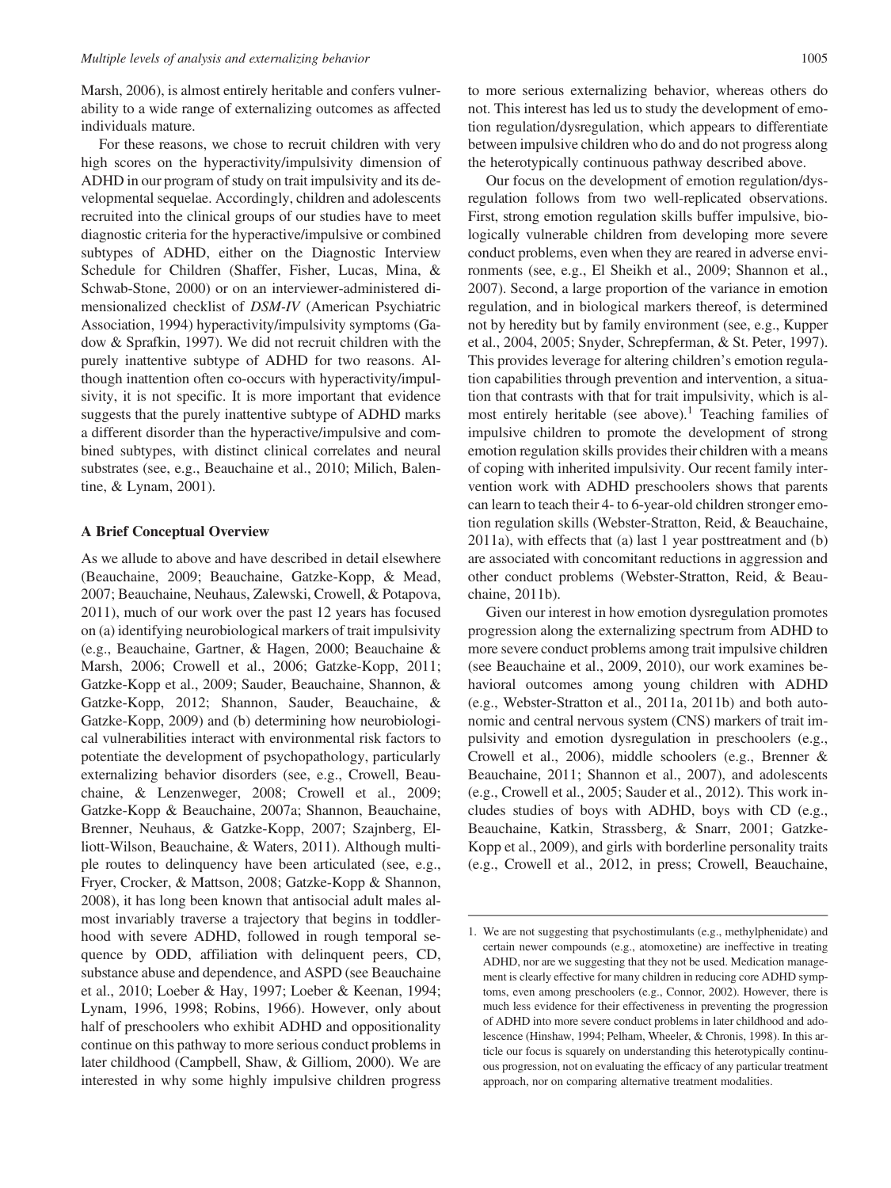Marsh, 2006), is almost entirely heritable and confers vulnerability to a wide range of externalizing outcomes as affected individuals mature.

For these reasons, we chose to recruit children with very high scores on the hyperactivity/impulsivity dimension of ADHD in our program of study on trait impulsivity and its developmental sequelae. Accordingly, children and adolescents recruited into the clinical groups of our studies have to meet diagnostic criteria for the hyperactive/impulsive or combined subtypes of ADHD, either on the Diagnostic Interview Schedule for Children (Shaffer, Fisher, Lucas, Mina, & Schwab-Stone, 2000) or on an interviewer-administered dimensionalized checklist of *DSM-IV* (American Psychiatric Association, 1994) hyperactivity/impulsivity symptoms (Gadow & Sprafkin, 1997). We did not recruit children with the purely inattentive subtype of ADHD for two reasons. Although inattention often co-occurs with hyperactivity/impulsivity, it is not specific. It is more important that evidence suggests that the purely inattentive subtype of ADHD marks a different disorder than the hyperactive/impulsive and combined subtypes, with distinct clinical correlates and neural substrates (see, e.g., Beauchaine et al., 2010; Milich, Balentine, & Lynam, 2001).

## A Brief Conceptual Overview

As we allude to above and have described in detail elsewhere (Beauchaine, 2009; Beauchaine, Gatzke-Kopp, & Mead, 2007; Beauchaine, Neuhaus, Zalewski, Crowell, & Potapova, 2011), much of our work over the past 12 years has focused on (a) identifying neurobiological markers of trait impulsivity (e.g., Beauchaine, Gartner, & Hagen, 2000; Beauchaine & Marsh, 2006; Crowell et al., 2006; Gatzke-Kopp, 2011; Gatzke-Kopp et al., 2009; Sauder, Beauchaine, Shannon, & Gatzke-Kopp, 2012; Shannon, Sauder, Beauchaine, & Gatzke-Kopp, 2009) and (b) determining how neurobiological vulnerabilities interact with environmental risk factors to potentiate the development of psychopathology, particularly externalizing behavior disorders (see, e.g., Crowell, Beauchaine, & Lenzenweger, 2008; Crowell et al., 2009; Gatzke-Kopp & Beauchaine, 2007a; Shannon, Beauchaine, Brenner, Neuhaus, & Gatzke-Kopp, 2007; Szajnberg, Elliott-Wilson, Beauchaine, & Waters, 2011). Although multiple routes to delinquency have been articulated (see, e.g., Fryer, Crocker, & Mattson, 2008; Gatzke-Kopp & Shannon, 2008), it has long been known that antisocial adult males almost invariably traverse a trajectory that begins in toddlerhood with severe ADHD, followed in rough temporal sequence by ODD, affiliation with delinquent peers, CD, substance abuse and dependence, and ASPD (see Beauchaine et al., 2010; Loeber & Hay, 1997; Loeber & Keenan, 1994; Lynam, 1996, 1998; Robins, 1966). However, only about half of preschoolers who exhibit ADHD and oppositionality continue on this pathway to more serious conduct problems in later childhood (Campbell, Shaw, & Gilliom, 2000). We are interested in why some highly impulsive children progress to more serious externalizing behavior, whereas others do not. This interest has led us to study the development of emotion regulation/dysregulation, which appears to differentiate between impulsive children who do and do not progress along the heterotypically continuous pathway described above.

Our focus on the development of emotion regulation/dysregulation follows from two well-replicated observations. First, strong emotion regulation skills buffer impulsive, biologically vulnerable children from developing more severe conduct problems, even when they are reared in adverse environments (see, e.g., El Sheikh et al., 2009; Shannon et al., 2007). Second, a large proportion of the variance in emotion regulation, and in biological markers thereof, is determined not by heredity but by family environment (see, e.g., Kupper et al., 2004, 2005; Snyder, Schrepferman, & St. Peter, 1997). This provides leverage for altering children's emotion regulation capabilities through prevention and intervention, a situation that contrasts with that for trait impulsivity, which is almost entirely heritable (see above).[1] Teaching families of impulsive children to promote the development of strong emotion regulation skills provides their children with a means of coping with inherited impulsivity. Our recent family intervention work with ADHD preschoolers shows that parents can learn to teach their 4- to 6-year-old children stronger emotion regulation skills (Webster-Stratton, Reid, & Beauchaine, 2011a), with effects that (a) last 1 year posttreatment and (b) are associated with concomitant reductions in aggression and other conduct problems (Webster-Stratton, Reid, & Beauchaine, 2011b).

Given our interest in how emotion dysregulation promotes progression along the externalizing spectrum from ADHD to more severe conduct problems among trait impulsive children (see Beauchaine et al., 2009, 2010), our work examines behavioral outcomes among young children with ADHD (e.g., Webster-Stratton et al., 2011a, 2011b) and both autonomic and central nervous system (CNS) markers of trait impulsivity and emotion dysregulation in preschoolers (e.g., Crowell et al., 2006), middle schoolers (e.g., Brenner & Beauchaine, 2011; Shannon et al., 2007), and adolescents (e.g., Crowell et al., 2005; Sauder et al., 2012). This work includes studies of boys with ADHD, boys with CD (e.g., Beauchaine, Katkin, Strassberg, & Snarr, 2001; Gatzke-Kopp et al., 2009), and girls with borderline personality traits (e.g., Crowell et al., 2012, in press; Crowell, Beauchaine,

1. We are not suggesting that psychostimulants (e.g., methylphenidate) and certain newer compounds (e.g., atomoxetine) are ineffective in treating ADHD, nor are we suggesting that they not be used. Medication management is clearly effective for many children in reducing core ADHD symptoms, even among preschoolers (e.g., Connor, 2002). However, there is much less evidence for their effectiveness in preventing the progression of ADHD into more severe conduct problems in later childhood and adolescence (Hinshaw, 1994; Pelham, Wheeler, & Chronis, 1998). In this article our focus is squarely on understanding this heterotypically continuous progression, not on evaluating the efficacy of any particular treatment approach, nor on comparing alternative treatment modalities.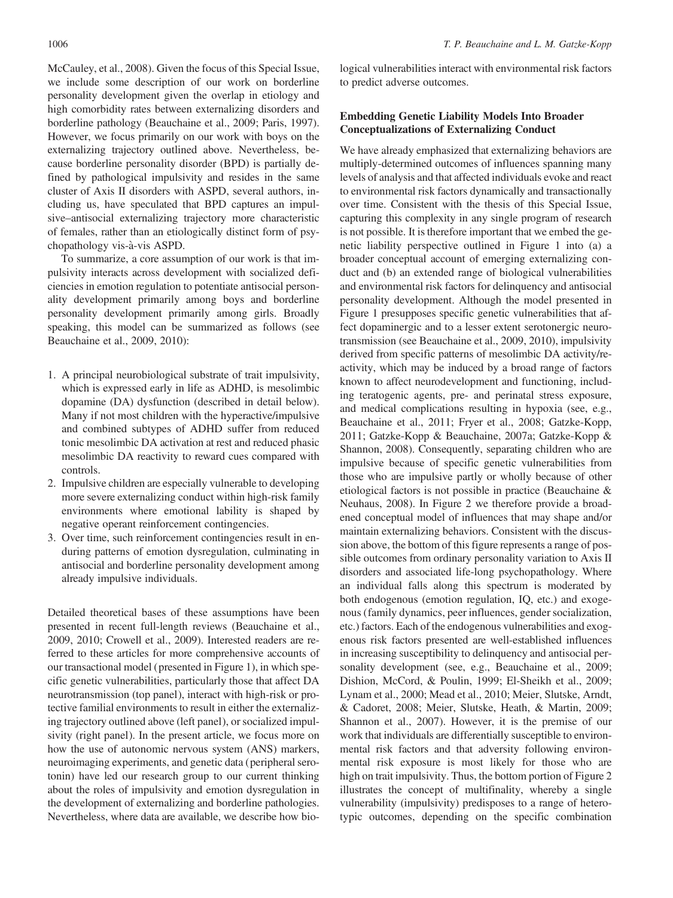McCauley, et al., 2008). Given the focus of this Special Issue, we include some description of our work on borderline personality development given the overlap in etiology and high comorbidity rates between externalizing disorders and borderline pathology (Beauchaine et al., 2009; Paris, 1997). However, we focus primarily on our work with boys on the externalizing trajectory outlined above. Nevertheless, because borderline personality disorder (BPD) is partially defined by pathological impulsivity and resides in the same cluster of Axis II disorders with ASPD, several authors, including us, have speculated that BPD captures an impulsive–antisocial externalizing trajectory more characteristic of females, rather than an etiologically distinct form of psychopathology vis-à-vis ASPD.

To summarize, a core assumption of our work is that impulsivity interacts across development with socialized deficiencies in emotion regulation to potentiate antisocial personality development primarily among boys and borderline personality development primarily among girls. Broadly speaking, this model can be summarized as follows (see Beauchaine et al., 2009, 2010):

1. A principal neurobiological substrate of trait impulsivity, which is expressed early in life as ADHD, is mesolimbic dopamine (DA) dysfunction (described in detail below). Many if not most children with the hyperactive/impulsive and combined subtypes of ADHD suffer from reduced tonic mesolimbic DA activation at rest and reduced phasic mesolimbic DA reactivity to reward cues compared with controls.
2. Impulsive children are especially vulnerable to developing more severe externalizing conduct within high-risk family environments where emotional lability is shaped by negative operant reinforcement contingencies.
3. Over time, such reinforcement contingencies result in enduring patterns of emotion dysregulation, culminating in antisocial and borderline personality development among already impulsive individuals.

Detailed theoretical bases of these assumptions have been presented in recent full-length reviews (Beauchaine et al., 2009, 2010; Crowell et al., 2009). Interested readers are referred to these articles for more comprehensive accounts of our transactional model (presented in Figure 1), in which specific genetic vulnerabilities, particularly those that affect DA neurotransmission (top panel), interact with high-risk or protective familial environments to result in either the externalizing trajectory outlined above (left panel), or socialized impulsivity (right panel). In the present article, we focus more on how the use of autonomic nervous system (ANS) markers, neuroimaging experiments, and genetic data (peripheral serotonin) have led our research group to our current thinking about the roles of impulsivity and emotion dysregulation in the development of externalizing and borderline pathologies. Nevertheless, where data are available, we describe how biological vulnerabilities interact with environmental risk factors to predict adverse outcomes.

## Embedding Genetic Liability Models Into Broader Conceptualizations of Externalizing Conduct

We have already emphasized that externalizing behaviors are multiply-determined outcomes of influences spanning many levels of analysis and that affected individuals evoke and react to environmental risk factors dynamically and transactionally over time. Consistent with the thesis of this Special Issue, capturing this complexity in any single program of research is not possible. It is therefore important that we embed the genetic liability perspective outlined in Figure 1 into (a) a broader conceptual account of emerging externalizing conduct and (b) an extended range of biological vulnerabilities and environmental risk factors for delinquency and antisocial personality development. Although the model presented in Figure 1 presupposes specific genetic vulnerabilities that affect dopaminergic and to a lesser extent serotonergic neurotransmission (see Beauchaine et al., 2009, 2010), impulsivity derived from specific patterns of mesolimbic DA activity/reactivity, which may be induced by a broad range of factors known to affect neurodevelopment and functioning, including teratogenic agents, pre- and perinatal stress exposure, and medical complications resulting in hypoxia (see, e.g., Beauchaine et al., 2011; Fryer et al., 2008; Gatzke-Kopp, 2011; Gatzke-Kopp & Beauchaine, 2007a; Gatzke-Kopp & Shannon, 2008). Consequently, separating children who are impulsive because of specific genetic vulnerabilities from those who are impulsive partly or wholly because of other etiological factors is not possible in practice (Beauchaine & Neuhaus, 2008). In Figure 2 we therefore provide a broadened conceptual model of influences that may shape and/or maintain externalizing behaviors. Consistent with the discussion above, the bottom of this figure represents a range of possible outcomes from ordinary personality variation to Axis II disorders and associated life-long psychopathology. Where an individual falls along this spectrum is moderated by both endogenous (emotion regulation, IQ, etc.) and exogenous (family dynamics, peer influences, gender socialization, etc.) factors. Each of the endogenous vulnerabilities and exogenous risk factors presented are well-established influences in increasing susceptibility to delinquency and antisocial personality development (see, e.g., Beauchaine et al., 2009; Dishion, McCord, & Poulin, 1999; El-Sheikh et al., 2009; Lynam et al., 2000; Mead et al., 2010; Meier, Slutske, Arndt, & Cadoret, 2008; Meier, Slutske, Heath, & Martin, 2009; Shannon et al., 2007). However, it is the premise of our work that individuals are differentially susceptible to environmental risk factors and that adversity following environmental risk exposure is most likely for those who are high on trait impulsivity. Thus, the bottom portion of Figure 2 illustrates the concept of multifinality, whereby a single vulnerability (impulsivity) predisposes to a range of heterotypic outcomes, depending on the specific combination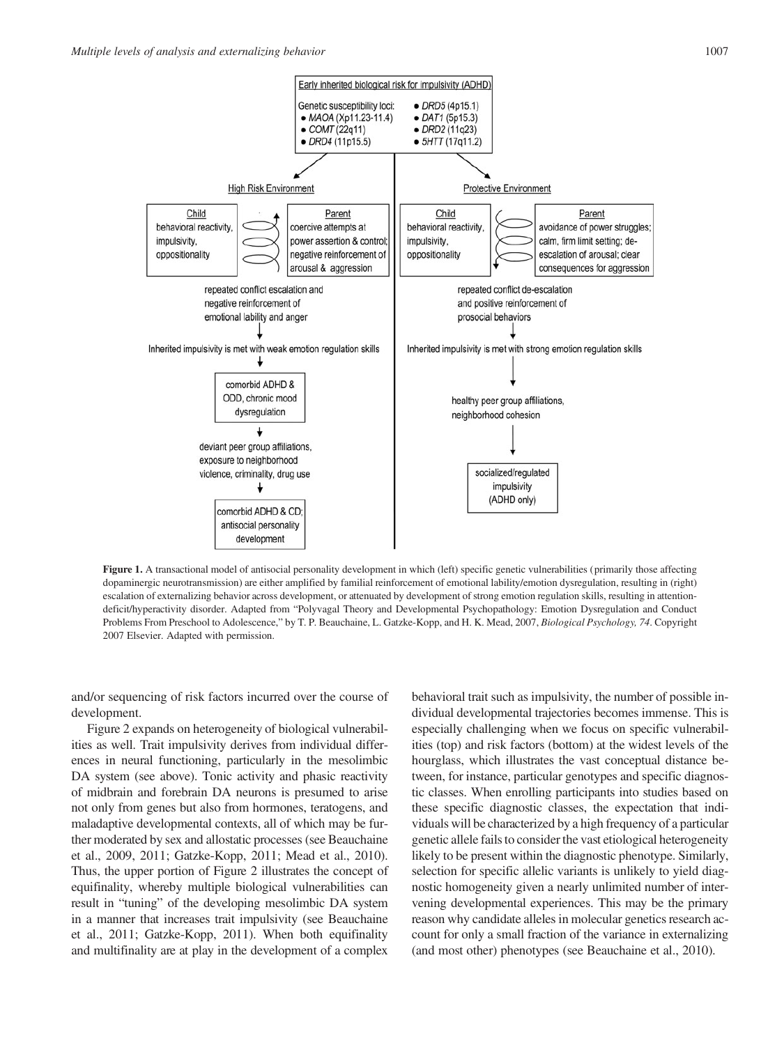Early inherited biological risk for impulsivity (ADHD)

Genetic susceptibility loci:
- MAOA (Xp11.23-11.4)
- COMT (22q11)
- DRD4 (11p15.5)
- DRD5 (4p15.1)
- DAT1 (5p15.3)
- DRD2 (11q23)
- 5HTT (17q11.2)

High Risk Environment

Child
behavioral reactivity, impulsivity, oppositionality

Parent
coercive attempts at power assertion & control; negative reinforcement of arousal & aggression

repeated conflict escalation and negative reinforcement of emotional lability and anger

Inherited impulsivity is met with weak emotion regulation skills

comorbid ADHD & ODD, chronic mood dysregulation

deviant peer group affiliations, exposure to neighborhood violence, criminality, drug use

comorbid ADHD & CD; antisocial personality development

Protective Environment

Child
behavioral reactivity, impulsivity, oppositionality

Parent
avoidance of power struggles; calm, firm limit setting; de-escalation of arousal; clear consequences for aggression

repeated conflict de-escalation and positive reinforcement of prosocial behaviors

Inherited impulsivity is met with strong emotion regulation skills

healthy peer group affiliations, neighborhood cohesion

socialized/regulated impulsivity (ADHD only)

**Figure 1.** A transactional model of antisocial personality development in which (left) specific genetic vulnerabilities (primarily those affecting dopaminergic neurotransmission) are either amplified by familial reinforcement of emotional lability/emotion dysregulation, resulting in (right) escalation of externalizing behavior across development, or attenuated by development of strong emotion regulation skills, resulting in attention-deficit/hyperactivity disorder. Adapted from "Polyvagal Theory and Developmental Psychopathology: Emotion Dysregulation and Conduct Problems From Preschool to Adolescence," by T. P. Beauchaine, L. Gatzke-Kopp, and H. K. Mead, 2007, *Biological Psychology, 74*. Copyright 2007 Elsevier. Adapted with permission.

and/or sequencing of risk factors incurred over the course of development.

Figure 2 expands on heterogeneity of biological vulnerabilities as well. Trait impulsivity derives from individual differences in neural functioning, particularly in the mesolimbic DA system (see above). Tonic activity and phasic reactivity of midbrain and forebrain DA neurons is presumed to arise not only from genes but also from hormones, teratogens, and maladaptive developmental contexts, all of which may be further moderated by sex and allostatic processes (see Beauchaine et al., 2009, 2011; Gatzke-Kopp, 2011; Mead et al., 2010). Thus, the upper portion of Figure 2 illustrates the concept of equifinality, whereby multiple biological vulnerabilities can result in "tuning" of the developing mesolimbic DA system in a manner that increases trait impulsivity (see Beauchaine et al., 2011; Gatzke-Kopp, 2011). When both equifinality and multifinality are at play in the development of a complex behavioral trait such as impulsivity, the number of possible individual developmental trajectories becomes immense. This is especially challenging when we focus on specific vulnerabilities (top) and risk factors (bottom) at the widest levels of the hourglass, which illustrates the vast conceptual distance between, for instance, particular genotypes and specific diagnostic classes. When enrolling participants into studies based on these specific diagnostic classes, the expectation that individuals will be characterized by a high frequency of a particular genetic allele fails to consider the vast etiological heterogeneity likely to be present within the diagnostic phenotype. Similarly, selection for specific allelic variants is unlikely to yield diagnostic homogeneity given a nearly unlimited number of intervening developmental experiences. This may be the primary reason why candidate alleles in molecular genetics research account for only a small fraction of the variance in externalizing (and most other) phenotypes (see Beauchaine et al., 2010).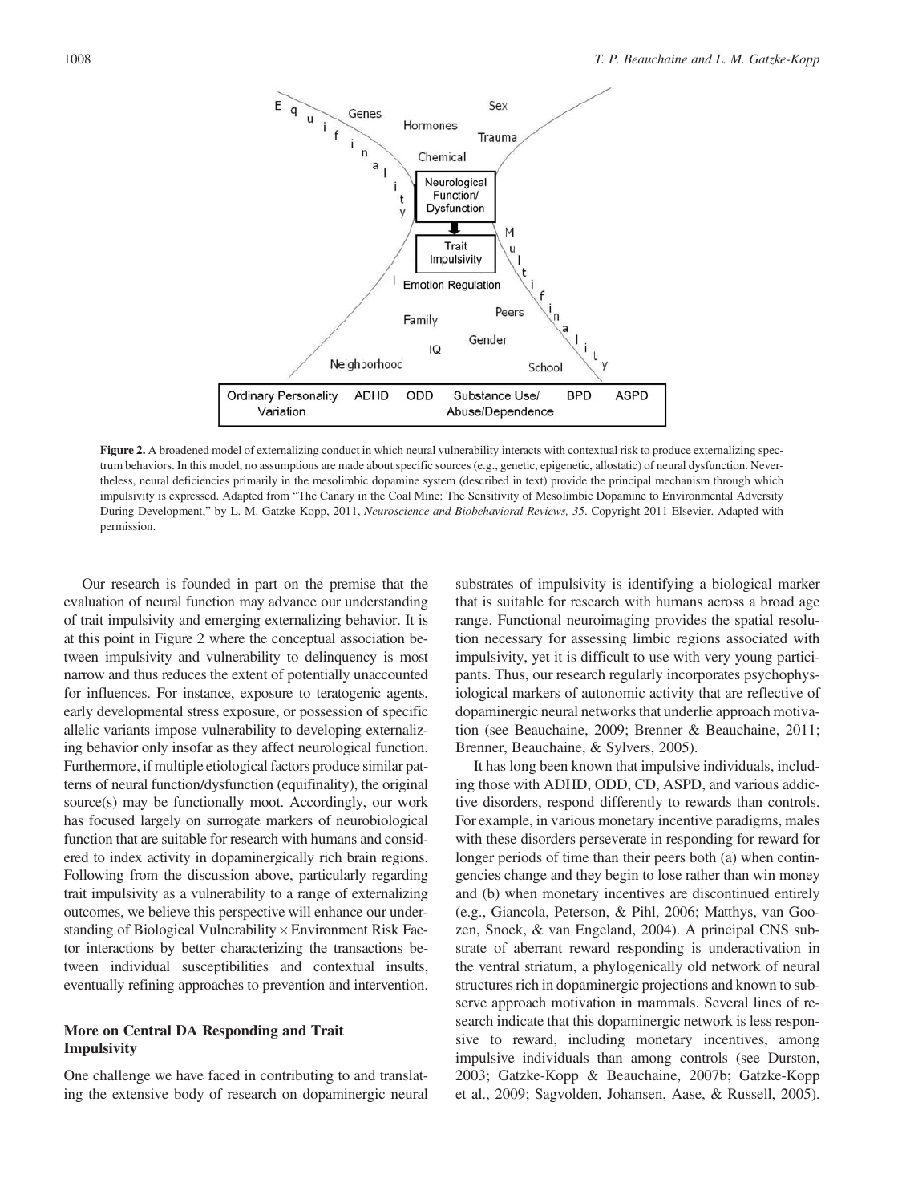Equifinality

Genes

Hormones

Sex

Trauma

Chemical

Neurological Function/ Dysfunction

Trait Impulsivity

Emotion Regulation

Multifinality

Family

Peers

Gender

IQ

Neighborhood

School

Ordinary Personality Variation ADHD ODD Substance Use/ Abuse/Dependence BPD ASPD

**Figure 2.** A broadened model of externalizing conduct in which neural vulnerability interacts with contextual risk to produce externalizing spectrum behaviors. In this model, no assumptions are made about specific sources (e.g., genetic, epigenetic, allostatic) of neural dysfunction. Nevertheless, neural deficiencies primarily in the mesolimbic dopamine system (described in text) provide the principal mechanism through which impulsivity is expressed. Adapted from "The Canary in the Coal Mine: The Sensitivity of Mesolimbic Dopamine to Environmental Adversity During Development," by L. M. Gatzke-Kopp, 2011, *Neuroscience and Biobehavioral Reviews, 35*. Copyright 2011 Elsevier. Adapted with permission.

Our research is founded in part on the premise that the evaluation of neural function may advance our understanding of trait impulsivity and emerging externalizing behavior. It is at this point in Figure 2 where the conceptual association between impulsivity and vulnerability to delinquency is most narrow and thus reduces the extent of potentially unaccounted for influences. For instance, exposure to teratogenic agents, early developmental stress exposure, or possession of specific allelic variants impose vulnerability to developing externalizing behavior only insofar as they affect neurological function. Furthermore, if multiple etiological factors produce similar patterns of neural function/dysfunction (equifinality), the original source(s) may be functionally moot. Accordingly, our work has focused largely on surrogate markers of neurobiological function that are suitable for research with humans and considered to index activity in dopaminergically rich brain regions. Following from the discussion above, particularly regarding trait impulsivity as a vulnerability to a range of externalizing outcomes, we believe this perspective will enhance our understanding of Biological Vulnerability × Environment Risk Factor interactions by better characterizing the transactions between individual susceptibilities and contextual insults, eventually refining approaches to prevention and intervention.

### More on Central DA Responding and Trait Impulsivity

One challenge we have faced in contributing to and translating the extensive body of research on dopaminergic neural substrates of impulsivity is identifying a biological marker that is suitable for research with humans across a broad age range. Functional neuroimaging provides the spatial resolution necessary for assessing limbic regions associated with impulsivity, yet it is difficult to use with very young participants. Thus, our research regularly incorporates psychophysiological markers of autonomic activity that are reflective of dopaminergic neural networks that underlie approach motivation (see Beauchaine, 2009; Brenner & Beauchaine, 2011; Brenner, Beauchaine, & Sylvers, 2005).

It has long been known that impulsive individuals, including those with ADHD, ODD, CD, ASPD, and various addictive disorders, respond differently to rewards than controls. For example, in various monetary incentive paradigms, males with these disorders perseverate in responding for reward for longer periods of time than their peers both (a) when contingencies change and they begin to lose rather than win money and (b) when monetary incentives are discontinued entirely (e.g., Giancola, Peterson, & Pihl, 2006; Matthys, van Goozen, Snoek, & van Engeland, 2004). A principal CNS substrate of aberrant reward responding is underactivation in the ventral striatum, a phylogenically old network of neural structures rich in dopaminergic projections and known to subserve approach motivation in mammals. Several lines of research indicate that this dopaminergic network is less responsive to reward, including monetary incentives, among impulsive individuals than among controls (see Durston, 2003; Gatzke-Kopp & Beauchaine, 2007b; Gatzke-Kopp et al., 2009; Sagvolden, Johansen, Aase, & Russell, 2005).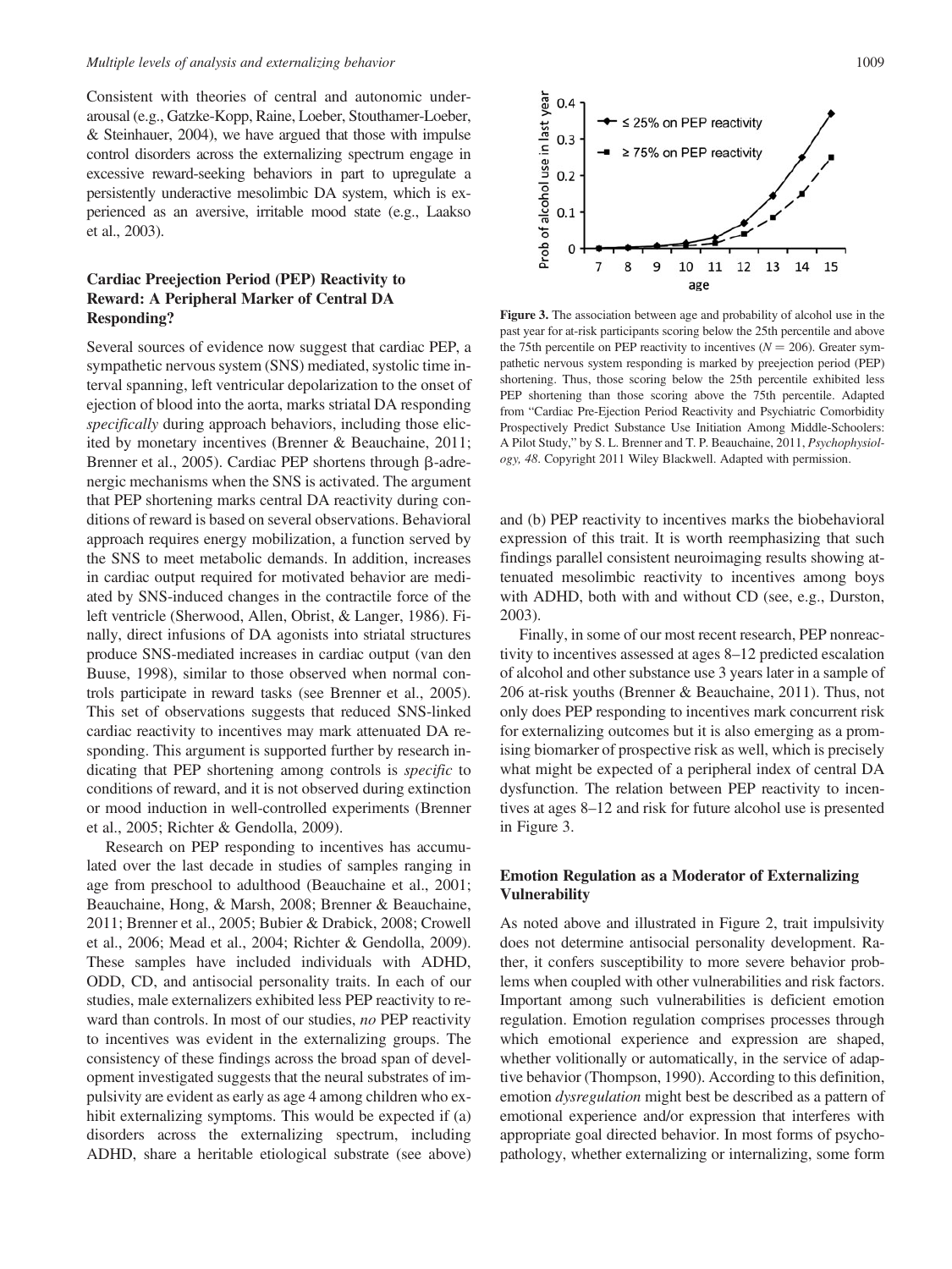Consistent with theories of central and autonomic underarousal (e.g., Gatzke-Kopp, Raine, Loeber, Stouthamer-Loeber, & Steinhauer, 2004), we have argued that those with impulse control disorders across the externalizing spectrum engage in excessive reward-seeking behaviors in part to upregulate a persistently underactive mesolimbic DA system, which is experienced as an aversive, irritable mood state (e.g., Laakso et al., 2003).

### Cardiac Preejection Period (PEP) Reactivity to Reward: A Peripheral Marker of Central DA Responding?

Several sources of evidence now suggest that cardiac PEP, a sympathetic nervous system (SNS) mediated, systolic time interval spanning, left ventricular depolarization to the onset of ejection of blood into the aorta, marks striatal DA responding *specifically* during approach behaviors, including those elicited by monetary incentives (Brenner & Beauchaine, 2011; Brenner et al., 2005). Cardiac PEP shortens through β-adrenergic mechanisms when the SNS is activated. The argument that PEP shortening marks central DA reactivity during conditions of reward is based on several observations. Behavioral approach requires energy mobilization, a function served by the SNS to meet metabolic demands. In addition, increases in cardiac output required for motivated behavior are mediated by SNS-induced changes in the contractile force of the left ventricle (Sherwood, Allen, Obrist, & Langer, 1986). Finally, direct infusions of DA agonists into striatal structures produce SNS-mediated increases in cardiac output (van den Buuse, 1998), similar to those observed when normal controls participate in reward tasks (see Brenner et al., 2005). This set of observations suggests that reduced SNS-linked cardiac reactivity to incentives may mark attenuated DA responding. This argument is supported further by research indicating that PEP shortening among controls is *specific* to conditions of reward, and it is not observed during extinction or mood induction in well-controlled experiments (Brenner et al., 2005; Richter & Gendolla, 2009).

Research on PEP responding to incentives has accumulated over the last decade in studies of samples ranging in age from preschool to adulthood (Beauchaine et al., 2001; Beauchaine, Hong, & Marsh, 2008; Brenner & Beauchaine, 2011; Brenner et al., 2005; Bubier & Drabick, 2008; Crowell et al., 2006; Mead et al., 2004; Richter & Gendolla, 2009). These samples have included individuals with ADHD, ODD, CD, and antisocial personality traits. In each of our studies, male externalizers exhibited less PEP reactivity to reward than controls. In most of our studies, *no* PEP reactivity to incentives was evident in the externalizing groups. The consistency of these findings across the broad span of development investigated suggests that the neural substrates of impulsivity are evident as early as age 4 among children who exhibit externalizing symptoms. This would be expected if (a) disorders across the externalizing spectrum, including ADHD, share a heritable etiological substrate (see above) and (b) PEP reactivity to incentives marks the biobehavioral expression of this trait. It is worth reemphasizing that such findings parallel consistent neuroimaging results showing attenuated mesolimbic reactivity to incentives among boys with ADHD, both with and without CD (see, e.g., Durston, 2003).

Finally, in some of our most recent research, PEP nonreactivity to incentives assessed at ages 8–12 predicted escalation of alcohol and other substance use 3 years later in a sample of 206 at-risk youths (Brenner & Beauchaine, 2011). Thus, not only does PEP responding to incentives mark concurrent risk for externalizing outcomes but it is also emerging as a promising biomarker of prospective risk as well, which is precisely what might be expected of a peripheral index of central DA dysfunction. The relation between PEP reactivity to incentives at ages 8–12 and risk for future alcohol use is presented in Figure 3.

Prob of alcohol use in last year
0.4
0.3
0.2
0.1
0
≤ 25% on PEP reactivity
≥ 75% on PEP reactivity
7 8 9 10 11 12 13 14 15
age

**Figure 3.** The association between age and probability of alcohol use in the past year for at-risk participants scoring below the 25th percentile and above the 75th percentile on PEP reactivity to incentives ($N = 206$). Greater sympathetic nervous system responding is marked by preejection period (PEP) shortening. Thus, those scoring below the 25th percentile exhibited less PEP shortening than those scoring above the 75th percentile. Adapted from "Cardiac Pre-Ejection Period Reactivity and Psychiatric Comorbidity Prospectively Predict Substance Use Initiation Among Middle-Schoolers: A Pilot Study," by S. L. Brenner and T. P. Beauchaine, 2011, *Psychophysiology, 48*. Copyright 2011 Wiley Blackwell. Adapted with permission.

### Emotion Regulation as a Moderator of Externalizing Vulnerability

As noted above and illustrated in Figure 2, trait impulsivity does not determine antisocial personality development. Rather, it confers susceptibility to more severe behavior problems when coupled with other vulnerabilities and risk factors. Important among such vulnerabilities is deficient emotion regulation. Emotion regulation comprises processes through which emotional experience and expression are shaped, whether volitionally or automatically, in the service of adaptive behavior (Thompson, 1990). According to this definition, emotion *dysregulation* might best be described as a pattern of emotional experience and/or expression that interferes with appropriate goal directed behavior. In most forms of psychopathology, whether externalizing or internalizing, some form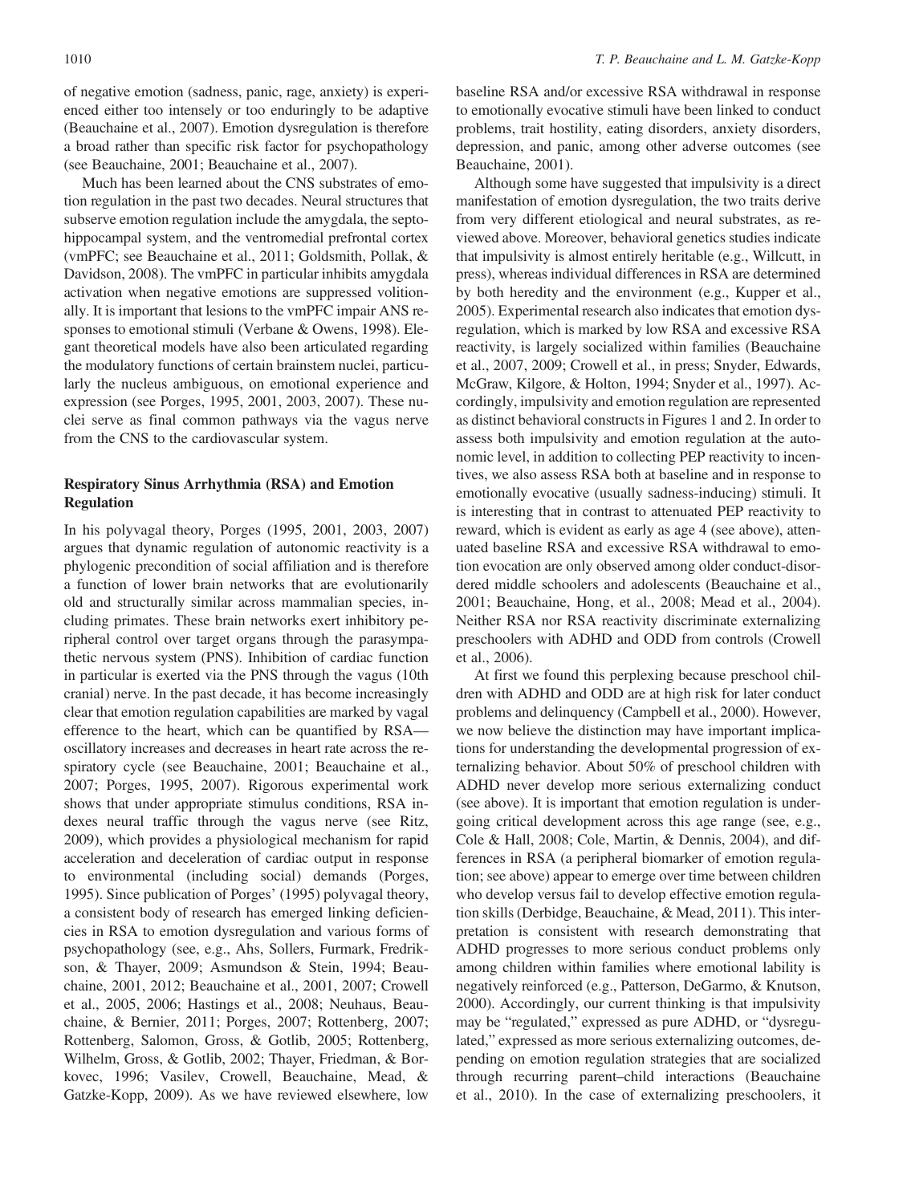of negative emotion (sadness, panic, rage, anxiety) is experienced either too intensely or too enduringly to be adaptive (Beauchaine et al., 2007). Emotion dysregulation is therefore a broad rather than specific risk factor for psychopathology (see Beauchaine, 2001; Beauchaine et al., 2007).

Much has been learned about the CNS substrates of emotion regulation in the past two decades. Neural structures that subserve emotion regulation include the amygdala, the septohippocampal system, and the ventromedial prefrontal cortex (vmPFC; see Beauchaine et al., 2011; Goldsmith, Pollak, & Davidson, 2008). The vmPFC in particular inhibits amygdala activation when negative emotions are suppressed volitionally. It is important that lesions to the vmPFC impair ANS responses to emotional stimuli (Verbane & Owens, 1998). Elegant theoretical models have also been articulated regarding the modulatory functions of certain brainstem nuclei, particularly the nucleus ambiguous, on emotional experience and expression (see Porges, 1995, 2001, 2003, 2007). These nuclei serve as final common pathways via the vagus nerve from the CNS to the cardiovascular system.

## Respiratory Sinus Arrhythmia (RSA) and Emotion Regulation

In his polyvagal theory, Porges (1995, 2001, 2003, 2007) argues that dynamic regulation of autonomic reactivity is a phylogenic precondition of social affiliation and is therefore a function of lower brain networks that are evolutionarily old and structurally similar across mammalian species, including primates. These brain networks exert inhibitory peripheral control over target organs through the parasympathetic nervous system (PNS). Inhibition of cardiac function in particular is exerted via the PNS through the vagus (10th cranial) nerve. In the past decade, it has become increasingly clear that emotion regulation capabilities are marked by vagal efference to the heart, which can be quantified by RSA—oscillatory increases and decreases in heart rate across the respiratory cycle (see Beauchaine, 2001; Beauchaine et al., 2007; Porges, 1995, 2007). Rigorous experimental work shows that under appropriate stimulus conditions, RSA indexes neural traffic through the vagus nerve (see Ritz, 2009), which provides a physiological mechanism for rapid acceleration and deceleration of cardiac output in response to environmental (including social) demands (Porges, 1995). Since publication of Porges' (1995) polyvagal theory, a consistent body of research has emerged linking deficiencies in RSA to emotion dysregulation and various forms of psychopathology (see, e.g., Ahs, Sollers, Furmark, Fredrikson, & Thayer, 2009; Asmundson & Stein, 1994; Beauchaine, 2001, 2012; Beauchaine et al., 2001, 2007; Crowell et al., 2005, 2006; Hastings et al., 2008; Neuhaus, Beauchaine, & Bernier, 2011; Porges, 2007; Rottenberg, 2007; Rottenberg, Salomon, Gross, & Gotlib, 2005; Rottenberg, Wilhelm, Gross, & Gotlib, 2002; Thayer, Friedman, & Borkovec, 1996; Vasilev, Crowell, Beauchaine, Mead, & Gatzke-Kopp, 2009). As we have reviewed elsewhere, low baseline RSA and/or excessive RSA withdrawal in response to emotionally evocative stimuli have been linked to conduct problems, trait hostility, eating disorders, anxiety disorders, depression, and panic, among other adverse outcomes (see Beauchaine, 2001).

Although some have suggested that impulsivity is a direct manifestation of emotion dysregulation, the two traits derive from very different etiological and neural substrates, as reviewed above. Moreover, behavioral genetics studies indicate that impulsivity is almost entirely heritable (e.g., Willcutt, in press), whereas individual differences in RSA are determined by both heredity and the environment (e.g., Kupper et al., 2005). Experimental research also indicates that emotion dysregulation, which is marked by low RSA and excessive RSA reactivity, is largely socialized within families (Beauchaine et al., 2007, 2009; Crowell et al., in press; Snyder, Edwards, McGraw, Kilgore, & Holton, 1994; Snyder et al., 1997). Accordingly, impulsivity and emotion regulation are represented as distinct behavioral constructs in Figures 1 and 2. In order to assess both impulsivity and emotion regulation at the autonomic level, in addition to collecting PEP reactivity to incentives, we also assess RSA both at baseline and in response to emotionally evocative (usually sadness-inducing) stimuli. It is interesting that in contrast to attenuated PEP reactivity to reward, which is evident as early as age 4 (see above), attenuated baseline RSA and excessive RSA withdrawal to emotion evocation are only observed among older conduct-disordered middle schoolers and adolescents (Beauchaine et al., 2001; Beauchaine, Hong, et al., 2008; Mead et al., 2004). Neither RSA nor RSA reactivity discriminate externalizing preschoolers with ADHD and ODD from controls (Crowell et al., 2006).

At first we found this perplexing because preschool children with ADHD and ODD are at high risk for later conduct problems and delinquency (Campbell et al., 2000). However, we now believe the distinction may have important implications for understanding the developmental progression of externalizing behavior. About 50% of preschool children with ADHD never develop more serious externalizing conduct (see above). It is important that emotion regulation is undergoing critical development across this age range (see, e.g., Cole & Hall, 2008; Cole, Martin, & Dennis, 2004), and differences in RSA (a peripheral biomarker of emotion regulation; see above) appear to emerge over time between children who develop versus fail to develop effective emotion regulation skills (Derbidge, Beauchaine, & Mead, 2011). This interpretation is consistent with research demonstrating that ADHD progresses to more serious conduct problems only among children within families where emotional lability is negatively reinforced (e.g., Patterson, DeGarmo, & Knutson, 2000). Accordingly, our current thinking is that impulsivity may be "regulated," expressed as pure ADHD, or "dysregulated," expressed as more serious externalizing outcomes, depending on emotion regulation strategies that are socialized through recurring parent–child interactions (Beauchaine et al., 2010). In the case of externalizing preschoolers, it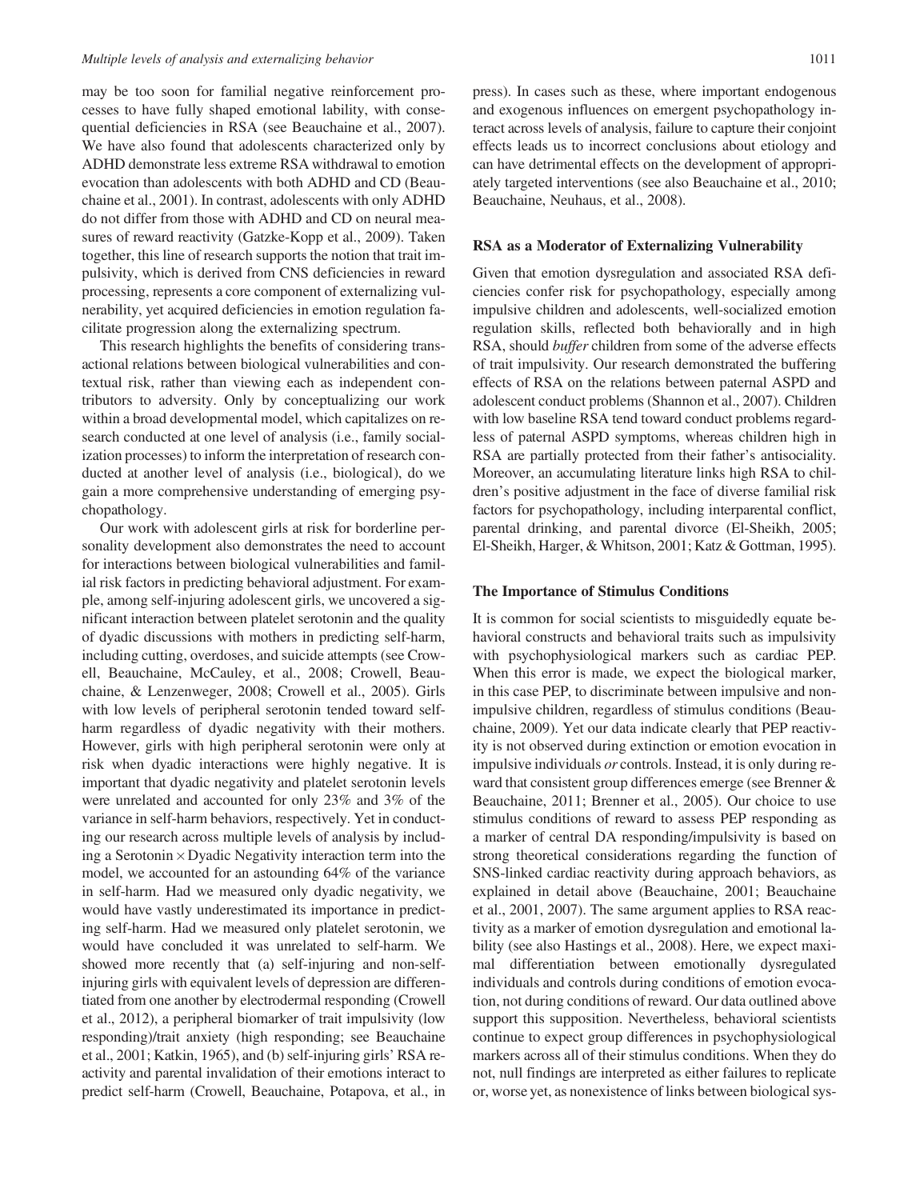may be too soon for familial negative reinforcement processes to have fully shaped emotional lability, with consequential deficiencies in RSA (see Beauchaine et al., 2007). We have also found that adolescents characterized only by ADHD demonstrate less extreme RSA withdrawal to emotion evocation than adolescents with both ADHD and CD (Beauchaine et al., 2001). In contrast, adolescents with only ADHD do not differ from those with ADHD and CD on neural measures of reward reactivity (Gatzke-Kopp et al., 2009). Taken together, this line of research supports the notion that trait impulsivity, which is derived from CNS deficiencies in reward processing, represents a core component of externalizing vulnerability, yet acquired deficiencies in emotion regulation facilitate progression along the externalizing spectrum.

This research highlights the benefits of considering transactional relations between biological vulnerabilities and contextual risk, rather than viewing each as independent contributors to adversity. Only by conceptualizing our work within a broad developmental model, which capitalizes on research conducted at one level of analysis (i.e., family socialization processes) to inform the interpretation of research conducted at another level of analysis (i.e., biological), do we gain a more comprehensive understanding of emerging psychopathology.

Our work with adolescent girls at risk for borderline personality development also demonstrates the need to account for interactions between biological vulnerabilities and familial risk factors in predicting behavioral adjustment. For example, among self-injuring adolescent girls, we uncovered a significant interaction between platelet serotonin and the quality of dyadic discussions with mothers in predicting self-harm, including cutting, overdoses, and suicide attempts (see Crowell, Beauchaine, McCauley, et al., 2008; Crowell, Beauchaine, & Lenzenweger, 2008; Crowell et al., 2005). Girls with low levels of peripheral serotonin tended toward self-harm regardless of dyadic negativity with their mothers. However, girls with high peripheral serotonin were only at risk when dyadic interactions were highly negative. It is important that dyadic negativity and platelet serotonin levels were unrelated and accounted for only 23% and 3% of the variance in self-harm behaviors, respectively. Yet in conducting our research across multiple levels of analysis by including a Serotonin × Dyadic Negativity interaction term into the model, we accounted for an astounding 64% of the variance in self-harm. Had we measured only dyadic negativity, we would have vastly underestimated its importance in predicting self-harm. Had we measured only platelet serotonin, we would have concluded it was unrelated to self-harm. We showed more recently that (a) self-injuring and non-self-injuring girls with equivalent levels of depression are differentiated from one another by electrodermal responding (Crowell et al., 2012), a peripheral biomarker of trait impulsivity (low responding)/trait anxiety (high responding; see Beauchaine et al., 2001; Katkin, 1965), and (b) self-injuring girls' RSA reactivity and parental invalidation of their emotions interact to predict self-harm (Crowell, Beauchaine, Potapova, et al., in press). In cases such as these, where important endogenous and exogenous influences on emergent psychopathology interact across levels of analysis, failure to capture their conjoint effects leads us to incorrect conclusions about etiology and can have detrimental effects on the development of appropriately targeted interventions (see also Beauchaine et al., 2010; Beauchaine, Neuhaus, et al., 2008).

## RSA as a Moderator of Externalizing Vulnerability

Given that emotion dysregulation and associated RSA deficiencies confer risk for psychopathology, especially among impulsive children and adolescents, well-socialized emotion regulation skills, reflected both behaviorally and in high RSA, should *buffer* children from some of the adverse effects of trait impulsivity. Our research demonstrated the buffering effects of RSA on the relations between paternal ASPD and adolescent conduct problems (Shannon et al., 2007). Children with low baseline RSA tend toward conduct problems regardless of paternal ASPD symptoms, whereas children high in RSA are partially protected from their father's antisociality. Moreover, an accumulating literature links high RSA to children's positive adjustment in the face of diverse familial risk factors for psychopathology, including interparental conflict, parental drinking, and parental divorce (El-Sheikh, 2005; El-Sheikh, Harger, & Whitson, 2001; Katz & Gottman, 1995).

## The Importance of Stimulus Conditions

It is common for social scientists to misguidedly equate behavioral constructs and behavioral traits such as impulsivity with psychophysiological markers such as cardiac PEP. When this error is made, we expect the biological marker, in this case PEP, to discriminate between impulsive and nonimpulsive children, regardless of stimulus conditions (Beauchaine, 2009). Yet our data indicate clearly that PEP reactivity is not observed during extinction or emotion evocation in impulsive individuals *or* controls. Instead, it is only during reward that consistent group differences emerge (see Brenner & Beauchaine, 2011; Brenner et al., 2005). Our choice to use stimulus conditions of reward to assess PEP responding as a marker of central DA responding/impulsivity is based on strong theoretical considerations regarding the function of SNS-linked cardiac reactivity during approach behaviors, as explained in detail above (Beauchaine, 2001; Beauchaine et al., 2001, 2007). The same argument applies to RSA reactivity as a marker of emotion dysregulation and emotional lability (see also Hastings et al., 2008). Here, we expect maximal differentiation between emotionally dysregulated individuals and controls during conditions of emotion evocation, not during conditions of reward. Our data outlined above support this supposition. Nevertheless, behavioral scientists continue to expect group differences in psychophysiological markers across all of their stimulus conditions. When they do not, null findings are interpreted as either failures to replicate or, worse yet, as nonexistence of links between biological sys-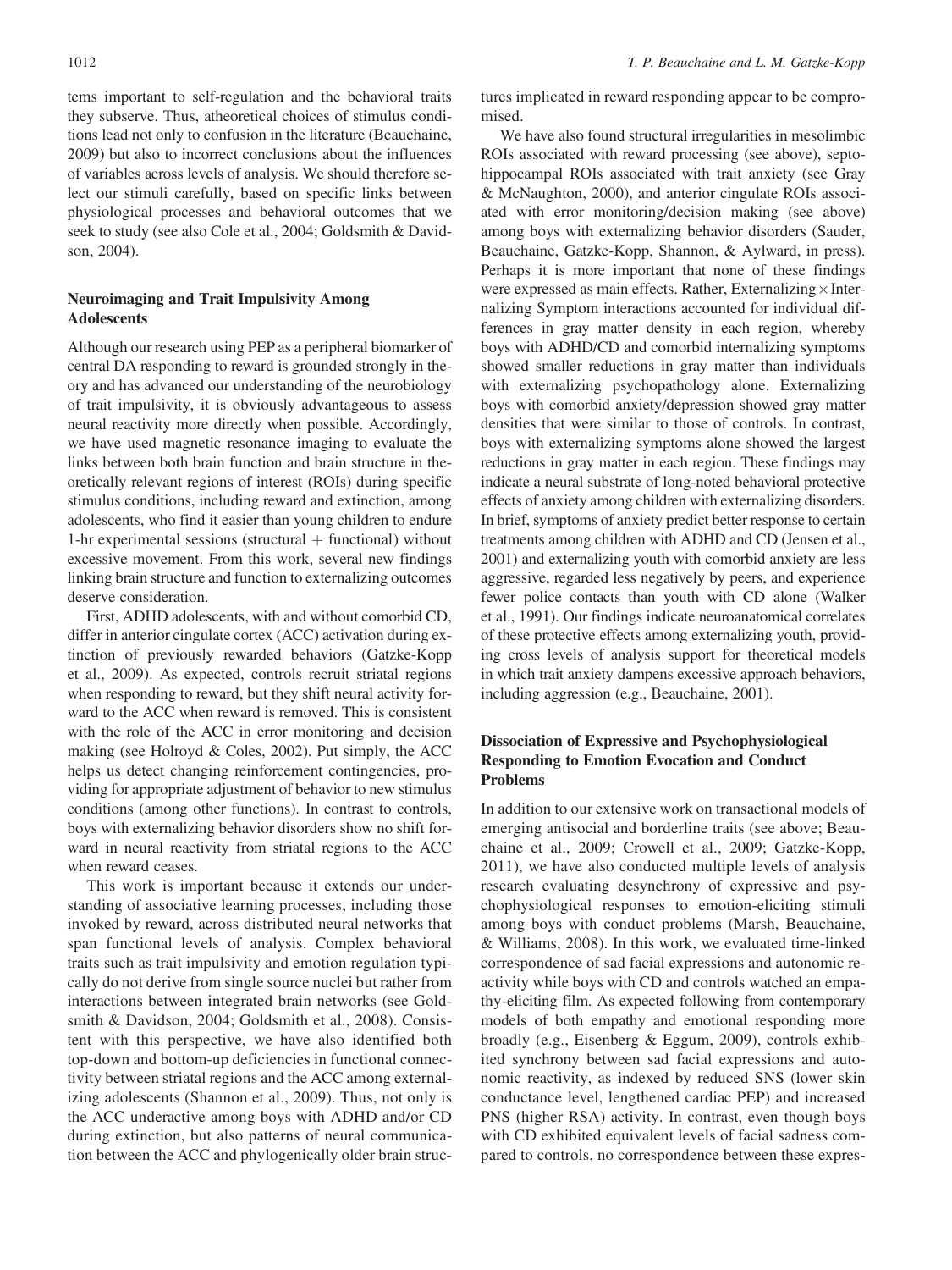tems important to self-regulation and the behavioral traits they subserve. Thus, atheoretical choices of stimulus conditions lead not only to confusion in the literature (Beauchaine, 2009) but also to incorrect conclusions about the influences of variables across levels of analysis. We should therefore select our stimuli carefully, based on specific links between physiological processes and behavioral outcomes that we seek to study (see also Cole et al., 2004; Goldsmith & Davidson, 2004).

### Neuroimaging and Trait Impulsivity Among Adolescents

Although our research using PEP as a peripheral biomarker of central DA responding to reward is grounded strongly in theory and has advanced our understanding of the neurobiology of trait impulsivity, it is obviously advantageous to assess neural reactivity more directly when possible. Accordingly, we have used magnetic resonance imaging to evaluate the links between both brain function and brain structure in theoretically relevant regions of interest (ROIs) during specific stimulus conditions, including reward and extinction, among adolescents, who find it easier than young children to endure 1-hr experimental sessions (structural + functional) without excessive movement. From this work, several new findings linking brain structure and function to externalizing outcomes deserve consideration.

First, ADHD adolescents, with and without comorbid CD, differ in anterior cingulate cortex (ACC) activation during extinction of previously rewarded behaviors (Gatzke-Kopp et al., 2009). As expected, controls recruit striatal regions when responding to reward, but they shift neural activity forward to the ACC when reward is removed. This is consistent with the role of the ACC in error monitoring and decision making (see Holroyd & Coles, 2002). Put simply, the ACC helps us detect changing reinforcement contingencies, providing for appropriate adjustment of behavior to new stimulus conditions (among other functions). In contrast to controls, boys with externalizing behavior disorders show no shift forward in neural reactivity from striatal regions to the ACC when reward ceases.

This work is important because it extends our understanding of associative learning processes, including those invoked by reward, across distributed neural networks that span functional levels of analysis. Complex behavioral traits such as trait impulsivity and emotion regulation typically do not derive from single source nuclei but rather from interactions between integrated brain networks (see Goldsmith & Davidson, 2004; Goldsmith et al., 2008). Consistent with this perspective, we have also identified both top-down and bottom-up deficiencies in functional connectivity between striatal regions and the ACC among externalizing adolescents (Shannon et al., 2009). Thus, not only is the ACC underactive among boys with ADHD and/or CD during extinction, but also patterns of neural communication between the ACC and phylogenically older brain structures implicated in reward responding appear to be compromised.

We have also found structural irregularities in mesolimbic ROIs associated with reward processing (see above), septohippocampal ROIs associated with trait anxiety (see Gray & McNaughton, 2000), and anterior cingulate ROIs associated with error monitoring/decision making (see above) among boys with externalizing behavior disorders (Sauder, Beauchaine, Gatzke-Kopp, Shannon, & Aylward, in press). Perhaps it is more important that none of these findings were expressed as main effects. Rather, Externalizing × Internalizing Symptom interactions accounted for individual differences in gray matter density in each region, whereby boys with ADHD/CD and comorbid internalizing symptoms showed smaller reductions in gray matter than individuals with externalizing psychopathology alone. Externalizing boys with comorbid anxiety/depression showed gray matter densities that were similar to those of controls. In contrast, boys with externalizing symptoms alone showed the largest reductions in gray matter in each region. These findings may indicate a neural substrate of long-noted behavioral protective effects of anxiety among children with externalizing disorders. In brief, symptoms of anxiety predict better response to certain treatments among children with ADHD and CD (Jensen et al., 2001) and externalizing youth with comorbid anxiety are less aggressive, regarded less negatively by peers, and experience fewer police contacts than youth with CD alone (Walker et al., 1991). Our findings indicate neuroanatomical correlates of these protective effects among externalizing youth, providing cross levels of analysis support for theoretical models in which trait anxiety dampens excessive approach behaviors, including aggression (e.g., Beauchaine, 2001).

### Dissociation of Expressive and Psychophysiological Responding to Emotion Evocation and Conduct Problems

In addition to our extensive work on transactional models of emerging antisocial and borderline traits (see above; Beauchaine et al., 2009; Crowell et al., 2009; Gatzke-Kopp, 2011), we have also conducted multiple levels of analysis research evaluating desynchrony of expressive and psychophysiological responses to emotion-eliciting stimuli among boys with conduct problems (Marsh, Beauchaine, & Williams, 2008). In this work, we evaluated time-linked correspondence of sad facial expressions and autonomic reactivity while boys with CD and controls watched an empathy-eliciting film. As expected following from contemporary models of both empathy and emotional responding more broadly (e.g., Eisenberg & Eggum, 2009), controls exhibited synchrony between sad facial expressions and autonomic reactivity, as indexed by reduced SNS (lower skin conductance level, lengthened cardiac PEP) and increased PNS (higher RSA) activity. In contrast, even though boys with CD exhibited equivalent levels of facial sadness compared to controls, no correspondence between these expres-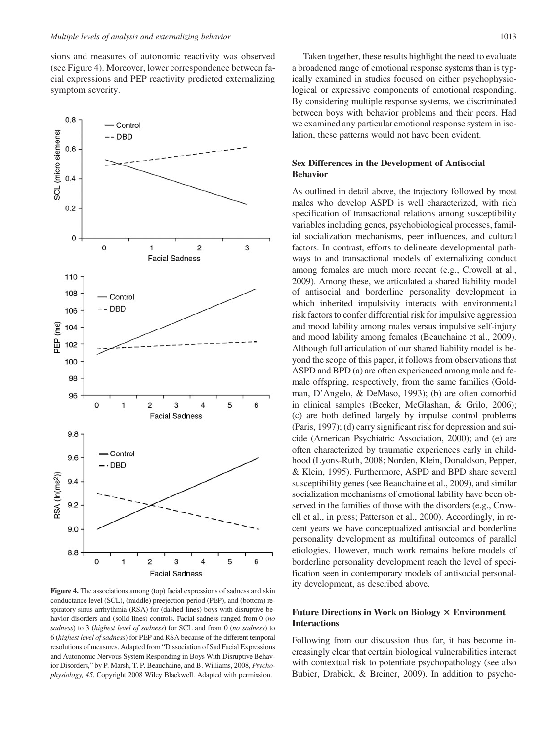sions and measures of autonomic reactivity was observed (see Figure 4). Moreover, lower correspondence between facial expressions and PEP reactivity predicted externalizing symptom severity.

0.8
0.6
0.4
0.2
0
SCL (micro siemens)
— Control
-- DBD
0
1
2
3
Facial Sadness

110
108
106
104
102
100
98
96
PEP (ms)
— Control
-- DBD
0
1
2
3
4
5
6
Facial Sadness

9.8
9.6
9.4
9.2
9.0
8.8
RSA (ln(ms²))
— Control
-·DBD
0
1
2
3
4
5
6
Facial Sadness

**Figure 4.** The associations among (top) facial expressions of sadness and skin conductance level (SCL), (middle) preejection period (PEP), and (bottom) respiratory sinus arrhythmia (RSA) for (dashed lines) boys with disruptive behavior disorders and (solid lines) controls. Facial sadness ranged from 0 (*no sadness*) to 3 (*highest level of sadness*) for SCL and from 0 (*no sadness*) to 6 (*highest level of sadness*) for PEP and RSA because of the different temporal resolutions of measures. Adapted from "Dissociation of Sad Facial Expressions and Autonomic Nervous System Responding in Boys With Disruptive Behavior Disorders," by P. Marsh, T. P. Beauchaine, and B. Williams, 2008, *Psychophysiology, 45*. Copyright 2008 Wiley Blackwell. Adapted with permission.

Taken together, these results highlight the need to evaluate a broadened range of emotional response systems than is typically examined in studies focused on either psychophysiological or expressive components of emotional responding. By considering multiple response systems, we discriminated between boys with behavior problems and their peers. Had we examined any particular emotional response system in isolation, these patterns would not have been evident.

## Sex Differences in the Development of Antisocial Behavior

As outlined in detail above, the trajectory followed by most males who develop ASPD is well characterized, with rich specification of transactional relations among susceptibility variables including genes, psychobiological processes, familial socialization mechanisms, peer influences, and cultural factors. In contrast, efforts to delineate developmental pathways to and transactional models of externalizing conduct among females are much more recent (e.g., Crowell at al., 2009). Among these, we articulated a shared liability model of antisocial and borderline personality development in which inherited impulsivity interacts with environmental risk factors to confer differential risk for impulsive aggression and mood lability among males versus impulsive self-injury and mood lability among females (Beauchaine et al., 2009). Although full articulation of our shared liability model is beyond the scope of this paper, it follows from observations that ASPD and BPD (a) are often experienced among male and female offspring, respectively, from the same families (Goldman, D'Angelo, & DeMaso, 1993); (b) are often comorbid in clinical samples (Becker, McGlashan, & Grilo, 2006); (c) are both defined largely by impulse control problems (Paris, 1997); (d) carry significant risk for depression and suicide (American Psychiatric Association, 2000); and (e) are often characterized by traumatic experiences early in childhood (Lyons-Ruth, 2008; Norden, Klein, Donaldson, Pepper, & Klein, 1995). Furthermore, ASPD and BPD share several susceptibility genes (see Beauchaine et al., 2009), and similar socialization mechanisms of emotional lability have been observed in the families of those with the disorders (e.g., Crowell et al., in press; Patterson et al., 2000). Accordingly, in recent years we have conceptualized antisocial and borderline personality development as multifinal outcomes of parallel etiologies. However, much work remains before models of borderline personality development reach the level of specification seen in contemporary models of antisocial personality development, as described above.

## Future Directions in Work on Biology × Environment Interactions

Following from our discussion thus far, it has become increasingly clear that certain biological vulnerabilities interact with contextual risk to potentiate psychopathology (see also Bubier, Drabick, & Breiner, 2009). In addition to psycho-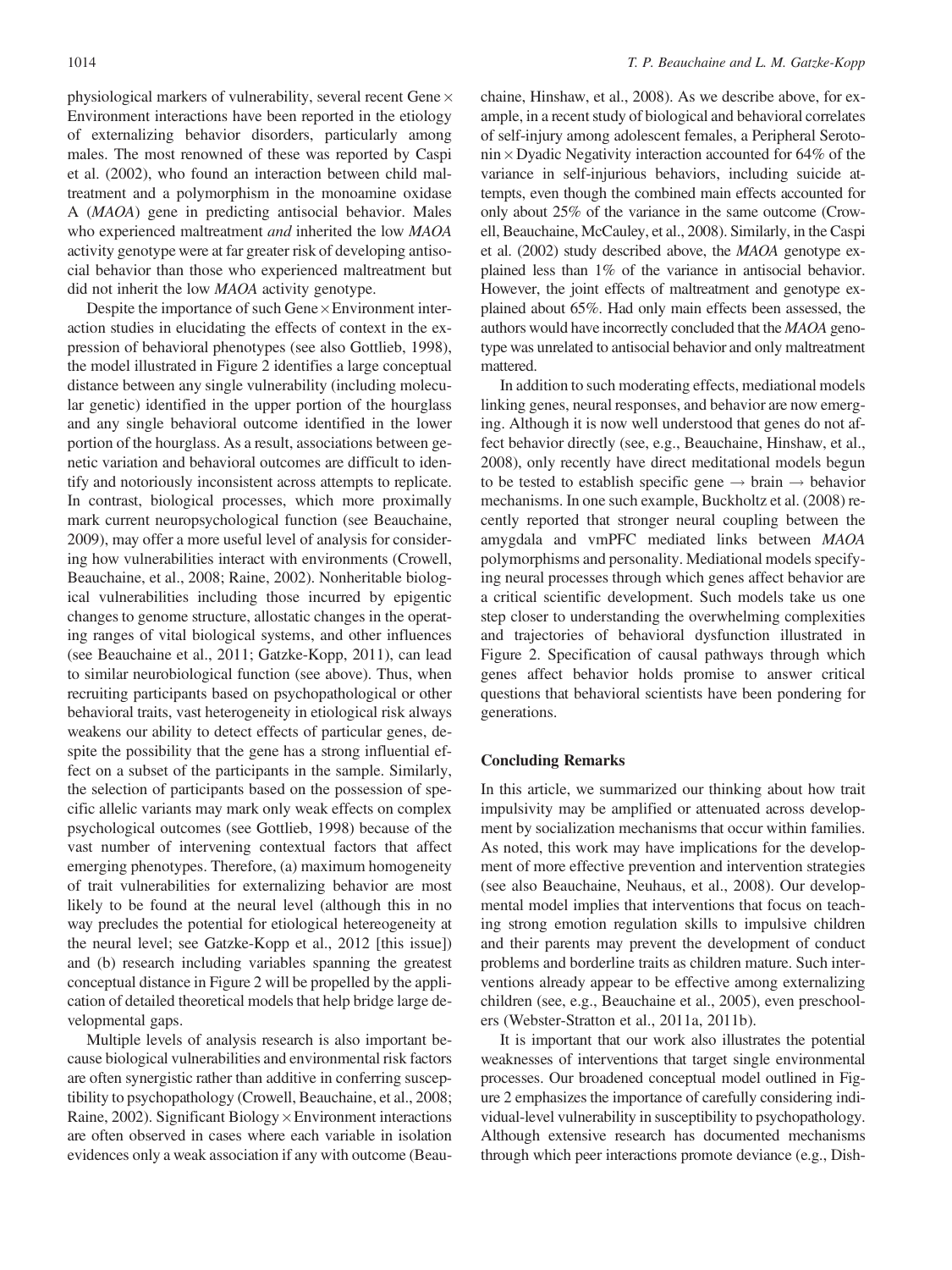physiological markers of vulnerability, several recent Gene × Environment interactions have been reported in the etiology of externalizing behavior disorders, particularly among males. The most renowned of these was reported by Caspi et al. (2002), who found an interaction between child maltreatment and a polymorphism in the monoamine oxidase A (*MAOA*) gene in predicting antisocial behavior. Males who experienced maltreatment *and* inherited the low *MAOA* activity genotype were at far greater risk of developing antisocial behavior than those who experienced maltreatment but did not inherit the low *MAOA* activity genotype.

Despite the importance of such Gene × Environment interaction studies in elucidating the effects of context in the expression of behavioral phenotypes (see also Gottlieb, 1998), the model illustrated in Figure 2 identifies a large conceptual distance between any single vulnerability (including molecular genetic) identified in the upper portion of the hourglass and any single behavioral outcome identified in the lower portion of the hourglass. As a result, associations between genetic variation and behavioral outcomes are difficult to identify and notoriously inconsistent across attempts to replicate. In contrast, biological processes, which more proximally mark current neuropsychological function (see Beauchaine, 2009), may offer a more useful level of analysis for considering how vulnerabilities interact with environments (Crowell, Beauchaine, et al., 2008; Raine, 2002). Nonheritable biological vulnerabilities including those incurred by epigentic changes to genome structure, allostatic changes in the operating ranges of vital biological systems, and other influences (see Beauchaine et al., 2011; Gatzke-Kopp, 2011), can lead to similar neurobiological function (see above). Thus, when recruiting participants based on psychopathological or other behavioral traits, vast heterogeneity in etiological risk always weakens our ability to detect effects of particular genes, despite the possibility that the gene has a strong influential effect on a subset of the participants in the sample. Similarly, the selection of participants based on the possession of specific allelic variants may mark only weak effects on complex psychological outcomes (see Gottlieb, 1998) because of the vast number of intervening contextual factors that affect emerging phenotypes. Therefore, (a) maximum homogeneity of trait vulnerabilities for externalizing behavior are most likely to be found at the neural level (although this in no way precludes the potential for etiological hetereogeneity at the neural level; see Gatzke-Kopp et al., 2012 [this issue]) and (b) research including variables spanning the greatest conceptual distance in Figure 2 will be propelled by the application of detailed theoretical models that help bridge large developmental gaps.

Multiple levels of analysis research is also important because biological vulnerabilities and environmental risk factors are often synergistic rather than additive in conferring susceptibility to psychopathology (Crowell, Beauchaine, et al., 2008; Raine, 2002). Significant Biology × Environment interactions are often observed in cases where each variable in isolation evidences only a weak association if any with outcome (Beauchaine, Hinshaw, et al., 2008). As we describe above, for example, in a recent study of biological and behavioral correlates of self-injury among adolescent females, a Peripheral Serotonin × Dyadic Negativity interaction accounted for 64% of the variance in self-injurious behaviors, including suicide attempts, even though the combined main effects accounted for only about 25% of the variance in the same outcome (Crowell, Beauchaine, McCauley, et al., 2008). Similarly, in the Caspi et al. (2002) study described above, the *MAOA* genotype explained less than 1% of the variance in antisocial behavior. However, the joint effects of maltreatment and genotype explained about 65%. Had only main effects been assessed, the authors would have incorrectly concluded that the *MAOA* genotype was unrelated to antisocial behavior and only maltreatment mattered.

In addition to such moderating effects, mediational models linking genes, neural responses, and behavior are now emerging. Although it is now well understood that genes do not affect behavior directly (see, e.g., Beauchaine, Hinshaw, et al., 2008), only recently have direct meditational models begun to be tested to establish specific gene → brain → behavior mechanisms. In one such example, Buckholtz et al. (2008) recently reported that stronger neural coupling between the amygdala and vmPFC mediated links between *MAOA* polymorphisms and personality. Mediational models specifying neural processes through which genes affect behavior are a critical scientific development. Such models take us one step closer to understanding the overwhelming complexities and trajectories of behavioral dysfunction illustrated in Figure 2. Specification of causal pathways through which genes affect behavior holds promise to answer critical questions that behavioral scientists have been pondering for generations.

## Concluding Remarks

In this article, we summarized our thinking about how trait impulsivity may be amplified or attenuated across development by socialization mechanisms that occur within families. As noted, this work may have implications for the development of more effective prevention and intervention strategies (see also Beauchaine, Neuhaus, et al., 2008). Our developmental model implies that interventions that focus on teaching strong emotion regulation skills to impulsive children and their parents may prevent the development of conduct problems and borderline traits as children mature. Such interventions already appear to be effective among externalizing children (see, e.g., Beauchaine et al., 2005), even preschoolers (Webster-Stratton et al., 2011a, 2011b).

It is important that our work also illustrates the potential weaknesses of interventions that target single environmental processes. Our broadened conceptual model outlined in Figure 2 emphasizes the importance of carefully considering individual-level vulnerability in susceptibility to psychopathology. Although extensive research has documented mechanisms through which peer interactions promote deviance (e.g., Dish-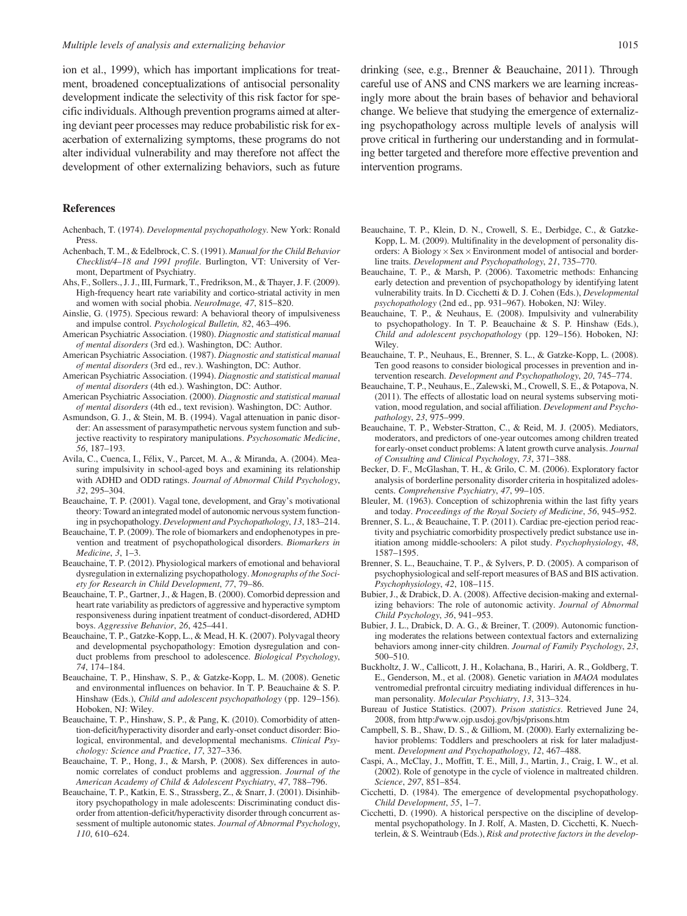ion et al., 1999), which has important implications for treatment, broadened conceptualizations of antisocial personality development indicate the selectivity of this risk factor for specific individuals. Although prevention programs aimed at altering deviant peer processes may reduce probabilistic risk for exacerbation of externalizing symptoms, these programs do not alter individual vulnerability and may therefore not affect the development of other externalizing behaviors, such as future drinking (see, e.g., Brenner & Beauchaine, 2011). Through careful use of ANS and CNS markers we are learning increasingly more about the brain bases of behavior and behavioral change. We believe that studying the emergence of externalizing psychopathology across multiple levels of analysis will prove critical in furthering our understanding and in formulating better targeted and therefore more effective prevention and intervention programs.

## References

Achenbach, T. (1974). *Developmental psychopathology*. New York: Ronald Press.

Achenbach, T. M., & Edelbrock, C. S. (1991). *Manual for the Child Behavior Checklist/4–18 and 1991 profile*. Burlington, VT: University of Vermont, Department of Psychiatry.

Ahs, F., Sollers., J. J., III, Furmark, T., Fredrikson, M., & Thayer, J. F. (2009). High-frequency heart rate variability and cortico-striatal activity in men and women with social phobia. *NeuroImage, 47*, 815–820.

Ainslie, G. (1975). Specious reward: A behavioral theory of impulsiveness and impulse control. *Psychological Bulletin, 82*, 463–496.

American Psychiatric Association. (1980). *Diagnostic and statistical manual of mental disorders* (3rd ed.). Washington, DC: Author.

American Psychiatric Association. (1987). *Diagnostic and statistical manual of mental disorders* (3rd ed., rev.). Washington, DC: Author.

American Psychiatric Association. (1994). *Diagnostic and statistical manual of mental disorders* (4th ed.). Washington, DC: Author.

American Psychiatric Association. (2000). *Diagnostic and statistical manual of mental disorders* (4th ed., text revision). Washington, DC: Author.

Asmundson, G. J., & Stein, M. B. (1994). Vagal attenuation in panic disorder: An assessment of parasympathetic nervous system function and subjective reactivity to respiratory manipulations. *Psychosomatic Medicine*, *56*, 187–193.

Avila, C., Cuenca, I., Félix, V., Parcet, M. A., & Miranda, A. (2004). Measuring impulsivity in school-aged boys and examining its relationship with ADHD and ODD ratings. *Journal of Abnormal Child Psychology*, *32*, 295–304.

Beauchaine, T. P. (2001). Vagal tone, development, and Gray's motivational theory: Toward an integrated model of autonomic nervous system functioning in psychopathology. *Development and Psychopathology*, *13*, 183–214.

Beauchaine, T. P. (2009). The role of biomarkers and endophenotypes in prevention and treatment of psychopathological disorders. *Biomarkers in Medicine*, *3*, 1–3.

Beauchaine, T. P. (2012). Physiological markers of emotional and behavioral dysregulation in externalizing psychopathology. *Monographs of the Society for Research in Child Development*, *77*, 79–86.

Beauchaine, T. P., Gartner, J., & Hagen, B. (2000). Comorbid depression and heart rate variability as predictors of aggressive and hyperactive symptom responsiveness during inpatient treatment of conduct-disordered, ADHD boys. *Aggressive Behavior*, *26*, 425–441.

Beauchaine, T. P., Gatzke-Kopp, L., & Mead, H. K. (2007). Polyvagal theory and developmental psychopathology: Emotion dysregulation and conduct problems from preschool to adolescence. *Biological Psychology*, *74*, 174–184.

Beauchaine, T. P., Hinshaw, S. P., & Gatzke-Kopp, L. M. (2008). Genetic and environmental influences on behavior. In T. P. Beauchaine & S. P. Hinshaw (Eds.), *Child and adolescent psychopathology* (pp. 129–156). Hoboken, NJ: Wiley.

Beauchaine, T. P., Hinshaw, S. P., & Pang, K. (2010). Comorbidity of attention-deficit/hyperactivity disorder and early-onset conduct disorder: Biological, environmental, and developmental mechanisms. *Clinical Psychology: Science and Practice*, *17*, 327–336.

Beauchaine, T. P., Hong, J., & Marsh, P. (2008). Sex differences in autonomic correlates of conduct problems and aggression. *Journal of the American Academy of Child & Adolescent Psychiatry*, *47*, 788–796.

Beauchaine, T. P., Katkin, E. S., Strassberg, Z., & Snarr, J. (2001). Disinhibitory psychopathology in male adolescents: Discriminating conduct disorder from attention-deficit/hyperactivity disorder through concurrent assessment of multiple autonomic states. *Journal of Abnormal Psychology*, *110*, 610–624.

Beauchaine, T. P., Klein, D. N., Crowell, S. E., Derbidge, C., & Gatzke-Kopp, L. M. (2009). Multifinality in the development of personality disorders: A Biology × Sex × Environment model of antisocial and borderline traits. *Development and Psychopathology*, *21*, 735–770.

Beauchaine, T. P., & Marsh, P. (2006). Taxometric methods: Enhancing early detection and prevention of psychopathology by identifying latent vulnerability traits. In D. Cicchetti & D. J. Cohen (Eds.), *Developmental psychopathology* (2nd ed., pp. 931–967). Hoboken, NJ: Wiley.

Beauchaine, T. P., & Neuhaus, E. (2008). Impulsivity and vulnerability to psychopathology. In T. P. Beauchaine & S. P. Hinshaw (Eds.), *Child and adolescent psychopathology* (pp. 129–156). Hoboken, NJ: Wiley.

Beauchaine, T. P., Neuhaus, E., Brenner, S. L., & Gatzke-Kopp, L. (2008). Ten good reasons to consider biological processes in prevention and intervention research. *Development and Psychopathology*, *20*, 745–774.

Beauchaine, T. P., Neuhaus, E., Zalewski, M., Crowell, S. E., & Potapova, N. (2011). The effects of allostatic load on neural systems subserving motivation, mood regulation, and social affiliation. *Development and Psychopathology*, *23*, 975–999.

Beauchaine, T. P., Webster-Stratton, C., & Reid, M. J. (2005). Mediators, moderators, and predictors of one-year outcomes among children treated for early-onset conduct problems: A latent growth curve analysis. *Journal of Consulting and Clinical Psychology*, *73*, 371–388.

Becker, D. F., McGlashan, T. H., & Grilo, C. M. (2006). Exploratory factor analysis of borderline personality disorder criteria in hospitalized adolescents. *Comprehensive Psychiatry*, *47*, 99–105.

Bleuler, M. (1963). Conception of schizophrenia within the last fifty years and today. *Proceedings of the Royal Society of Medicine*, *56*, 945–952.

Brenner, S. L., & Beauchaine, T. P. (2011). Cardiac pre-ejection period reactivity and psychiatric comorbidity prospectively predict substance use initiation among middle-schoolers: A pilot study. *Psychophysiology*, *48*, 1587–1595.

Brenner, S. L., Beauchaine, T. P., & Sylvers, P. D. (2005). A comparison of psychophysiological and self-report measures of BAS and BIS activation. *Psychophysiology*, *42*, 108–115.

Bubier, J., & Drabick, D. A. (2008). Affective decision-making and externalizing behaviors: The role of autonomic activity. *Journal of Abnormal Child Psychology*, *36*, 941–953.

Bubier, J. L., Drabick, D. A. G., & Breiner, T. (2009). Autonomic functioning moderates the relations between contextual factors and externalizing behaviors among inner-city children. *Journal of Family Psychology*, *23*, 500–510.

Buckholtz, J. W., Callicott, J. H., Kolachana, B., Hariri, A. R., Goldberg, T. E., Genderson, M., et al. (2008). Genetic variation in *MAOA* modulates ventromedial prefrontal circuitry mediating individual differences in human personality. *Molecular Psychiatry*, *13*, 313–324.

Bureau of Justice Statistics. (2007). *Prison statistics*. Retrieved June 24, 2008, from http://www.ojp.usdoj.gov/bjs/prisons.htm

Campbell, S. B., Shaw, D. S., & Gilliom, M. (2000). Early externalizing behavior problems: Toddlers and preschoolers at risk for later maladjustment. *Development and Psychopathology*, *12*, 467–488.

Caspi, A., McClay, J., Moffitt, T. E., Mill, J., Martin, J., Craig, I. W., et al. (2002). Role of genotype in the cycle of violence in maltreated children. *Science*, *297*, 851–854.

Cicchetti, D. (1984). The emergence of developmental psychopathology. *Child Development*, *55*, 1–7.

Cicchetti, D. (1990). A historical perspective on the discipline of developmental psychopathology. In J. Rolf, A. Masten, D. Cicchetti, K. Nuechterlein, & S. Weintraub (Eds.), *Risk and protective factors in the develop-*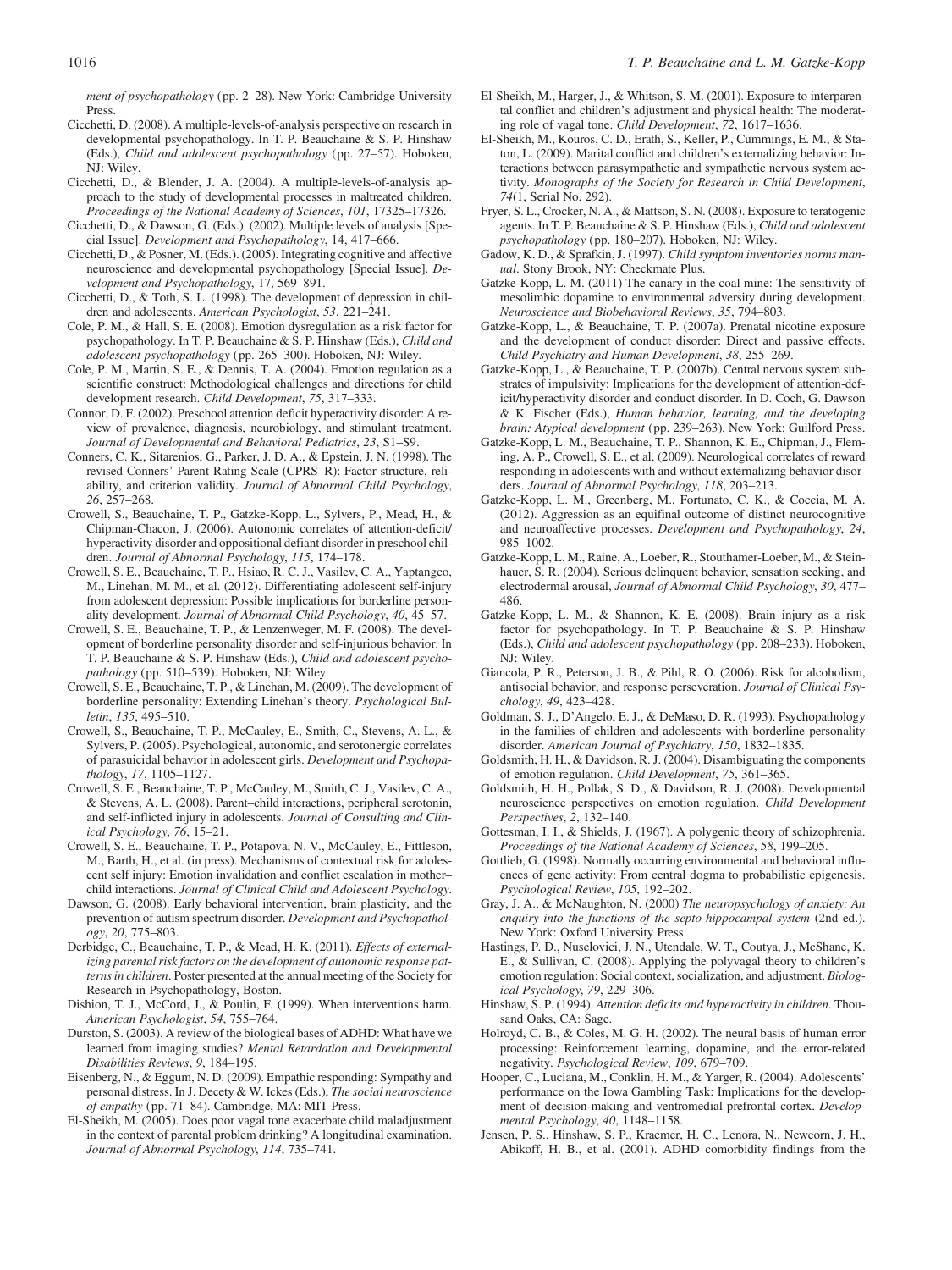ment of psychopathology (pp. 2–28). New York: Cambridge University Press.

Cicchetti, D. (2008). A multiple-levels-of-analysis perspective on research in developmental psychopathology. In T. P. Beauchaine & S. P. Hinshaw (Eds.), *Child and adolescent psychopathology* (pp. 27–57). Hoboken, NJ: Wiley.

Cicchetti, D., & Blender, J. A. (2004). A multiple-levels-of-analysis approach to the study of developmental processes in maltreated children. *Proceedings of the National Academy of Sciences*, *101*, 17325–17326.

Cicchetti, D., & Dawson, G. (Eds.). (2002). Multiple levels of analysis [Special Issue]. *Development and Psychopathology*, 14, 417–666.

Cicchetti, D., & Posner, M. (Eds.). (2005). Integrating cognitive and affective neuroscience and developmental psychopathology [Special Issue]. *Development and Psychopathology*, 17, 569–891.

Cicchetti, D., & Toth, S. L. (1998). The development of depression in children and adolescents. *American Psychologist*, *53*, 221–241.

Cole, P. M., & Hall, S. E. (2008). Emotion dysregulation as a risk factor for psychopathology. In T. P. Beauchaine & S. P. Hinshaw (Eds.), *Child and adolescent psychopathology* (pp. 265–300). Hoboken, NJ: Wiley.

Cole, P. M., Martin, S. E., & Dennis, T. A. (2004). Emotion regulation as a scientific construct: Methodological challenges and directions for child development research. *Child Development*, *75*, 317–333.

Connor, D. F. (2002). Preschool attention deficit hyperactivity disorder: A review of prevalence, diagnosis, neurobiology, and stimulant treatment. *Journal of Developmental and Behavioral Pediatrics*, *23*, S1–S9.

Conners, C. K., Sitarenios, G., Parker, J. D. A., & Epstein, J. N. (1998). The revised Conners' Parent Rating Scale (CPRS–R): Factor structure, reliability, and criterion validity. *Journal of Abnormal Child Psychology*, *26*, 257–268.

Crowell, S., Beauchaine, T. P., Gatzke-Kopp, L., Sylvers, P., Mead, H., & Chipman-Chacon, J. (2006). Autonomic correlates of attention-deficit/hyperactivity disorder and oppositional defiant disorder in preschool children. *Journal of Abnormal Psychology*, *115*, 174–178.

Crowell, S. E., Beauchaine, T. P., Hsiao, R. C. J., Vasilev, C. A., Yaptangco, M., Linehan, M. M., et al. (2012). Differentiating adolescent self-injury from adolescent depression: Possible implications for borderline personality development. *Journal of Abnormal Child Psychology*, *40*, 45–57.

Crowell, S. E., Beauchaine, T. P., & Lenzenweger, M. F. (2008). The development of borderline personality disorder and self-injurious behavior. In T. P. Beauchaine & S. P. Hinshaw (Eds.), *Child and adolescent psychopathology* (pp. 510–539). Hoboken, NJ: Wiley.

Crowell, S. E., Beauchaine, T. P., & Linehan, M. (2009). The development of borderline personality: Extending Linehan's theory. *Psychological Bulletin*, *135*, 495–510.

Crowell, S., Beauchaine, T. P., McCauley, E., Smith, C., Stevens, A. L., & Sylvers, P. (2005). Psychological, autonomic, and serotonergic correlates of parasuicidal behavior in adolescent girls. *Development and Psychopathology*, *17*, 1105–1127.

Crowell, S. E., Beauchaine, T. P., McCauley, M., Smith, C. J., Vasilev, C. A., & Stevens, A. L. (2008). Parent–child interactions, peripheral serotonin, and self-inflicted injury in adolescents. *Journal of Consulting and Clinical Psychology*, *76*, 15–21.

Crowell, S. E., Beauchaine, T. P., Potapova, N. V., McCauley, E., Fittleson, M., Barth, H., et al. (in press). Mechanisms of contextual risk for adolescent self injury: Emotion invalidation and conflict escalation in mother–child interactions. *Journal of Clinical Child and Adolescent Psychology*.

Dawson, G. (2008). Early behavioral intervention, brain plasticity, and the prevention of autism spectrum disorder. *Development and Psychopathology*, *20*, 775–803.

Derbidge, C., Beauchaine, T. P., & Mead, H. K. (2011). *Effects of externalizing parental risk factors on the development of autonomic response patterns in children*. Poster presented at the annual meeting of the Society for Research in Psychopathology, Boston.

Dishion, T. J., McCord, J., & Poulin, F. (1999). When interventions harm. *American Psychologist*, *54*, 755–764.

Durston, S. (2003). A review of the biological bases of ADHD: What have we learned from imaging studies? *Mental Retardation and Developmental Disabilities Reviews*, *9*, 184–195.

Eisenberg, N., & Eggum, N. D. (2009). Empathic responding: Sympathy and personal distress. In J. Decety & W. Ickes (Eds.), *The social neuroscience of empathy* (pp. 71–84). Cambridge, MA: MIT Press.

El-Sheikh, M. (2005). Does poor vagal tone exacerbate child maladjustment in the context of parental problem drinking? A longitudinal examination. *Journal of Abnormal Psychology*, *114*, 735–741.

El-Sheikh, M., Harger, J., & Whitson, S. M. (2001). Exposure to interparental conflict and children's adjustment and physical health: The moderating role of vagal tone. *Child Development*, *72*, 1617–1636.

El-Sheikh, M., Kouros, C. D., Erath, S., Keller, P., Cummings, E. M., & Staton, L. (2009). Marital conflict and children's externalizing behavior: Interactions between parasympathetic and sympathetic nervous system activity. *Monographs of the Society for Research in Child Development*, *74*(1, Serial No. 292).

Fryer, S. L., Crocker, N. A., & Mattson, S. N. (2008). Exposure to teratogenic agents. In T. P. Beauchaine & S. P. Hinshaw (Eds.), *Child and adolescent psychopathology* (pp. 180–207). Hoboken, NJ: Wiley.

Gadow, K. D., & Sprafkin, J. (1997). *Child symptom inventories norms manual*. Stony Brook, NY: Checkmate Plus.

Gatzke-Kopp, L. M. (2011) The canary in the coal mine: The sensitivity of mesolimbic dopamine to environmental adversity during development. *Neuroscience and Biobehavioral Reviews*, *35*, 794–803.

Gatzke-Kopp, L., & Beauchaine, T. P. (2007a). Prenatal nicotine exposure and the development of conduct disorder: Direct and passive effects. *Child Psychiatry and Human Development*, *38*, 255–269.

Gatzke-Kopp, L., & Beauchaine, T. P. (2007b). Central nervous system substrates of impulsivity: Implications for the development of attention-deficit/hyperactivity disorder and conduct disorder. In D. Coch, G. Dawson & K. Fischer (Eds.), *Human behavior, learning, and the developing brain: Atypical development* (pp. 239–263). New York: Guilford Press.

Gatzke-Kopp, L. M., Beauchaine, T. P., Shannon, K. E., Chipman, J., Fleming, A. P., Crowell, S. E., et al. (2009). Neurological correlates of reward responding in adolescents with and without externalizing behavior disorders. *Journal of Abnormal Psychology*, *118*, 203–213.

Gatzke-Kopp, L. M., Greenberg, M., Fortunato, C. K., & Coccia, M. A. (2012). Aggression as an equifinal outcome of distinct neurocognitive and neuroaffective processes. *Development and Psychopathology*, *24*, 985–1002.

Gatzke-Kopp, L. M., Raine, A., Loeber, R., Stouthamer-Loeber, M., & Steinhauer, S. R. (2004). Serious delinquent behavior, sensation seeking, and electrodermal arousal, *Journal of Abnormal Child Psychology*, *30*, 477–486.

Gatzke-Kopp, L. M., & Shannon, K. E. (2008). Brain injury as a risk factor for psychopathology. In T. P. Beauchaine & S. P. Hinshaw (Eds.), *Child and adolescent psychopathology* (pp. 208–233). Hoboken, NJ: Wiley.

Giancola, P. R., Peterson, J. B., & Pihl, R. O. (2006). Risk for alcoholism, antisocial behavior, and response perseveration. *Journal of Clinical Psychology*, *49*, 423–428.

Goldman, S. J., D'Angelo, E. J., & DeMaso, D. R. (1993). Psychopathology in the families of children and adolescents with borderline personality disorder. *American Journal of Psychiatry*, *150*, 1832–1835.

Goldsmith, H. H., & Davidson, R. J. (2004). Disambiguating the components of emotion regulation. *Child Development*, *75*, 361–365.

Goldsmith, H. H., Pollak, S. D., & Davidson, R. J. (2008). Developmental neuroscience perspectives on emotion regulation. *Child Development Perspectives*, *2*, 132–140.

Gottesman, I. I., & Shields, J. (1967). A polygenic theory of schizophrenia. *Proceedings of the National Academy of Sciences*, *58*, 199–205.

Gottlieb, G. (1998). Normally occurring environmental and behavioral influences of gene activity: From central dogma to probabilistic epigenesis. *Psychological Review*, *105*, 192–202.

Gray, J. A., & McNaughton, N. (2000) *The neuropsychology of anxiety: An enquiry into the functions of the septo-hippocampal system* (2nd ed.). New York: Oxford University Press.

Hastings, P. D., Nuselovici, J. N., Utendale, W. T., Coutya, J., McShane, K. E., & Sullivan, C. (2008). Applying the polyvagal theory to children's emotion regulation: Social context, socialization, and adjustment. *Biological Psychology*, *79*, 229–306.

Hinshaw, S. P. (1994). *Attention deficits and hyperactivity in children*. Thousand Oaks, CA: Sage.

Holroyd, C. B., & Coles, M. G. H. (2002). The neural basis of human error processing: Reinforcement learning, dopamine, and the error-related negativity. *Psychological Review*, *109*, 679–709.

Hooper, C., Luciana, M., Conklin, H. M., & Yarger, R. (2004). Adolescents' performance on the Iowa Gambling Task: Implications for the development of decision-making and ventromedial prefrontal cortex. *Developmental Psychology*, *40*, 1148–1158.

Jensen, P. S., Hinshaw, S. P., Kraemer, H. C., Lenora, N., Newcorn, J. H., Abikoff, H. B., et al. (2001). ADHD comorbidity findings from the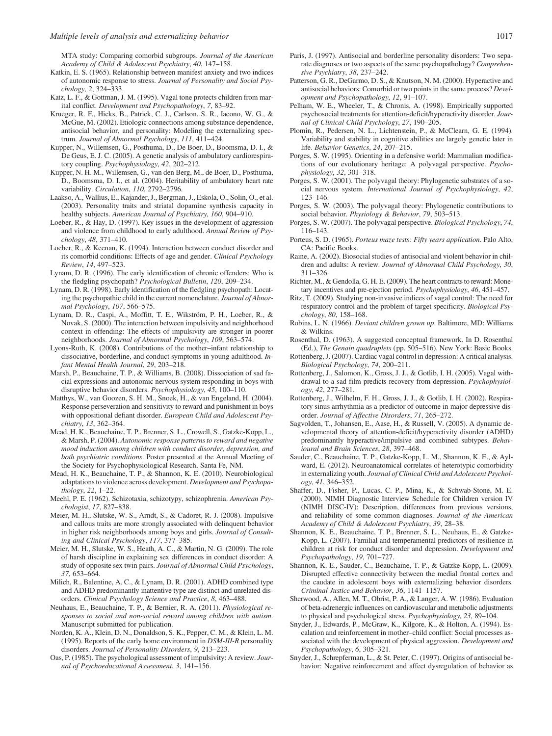MTA study: Comparing comorbid subgroups. *Journal of the American Academy of Child & Adolescent Psychiatry*, *40*, 147–158.

Katkin, E. S. (1965). Relationship between manifest anxiety and two indices of autonomic response to stress. *Journal of Personality and Social Psychology*, *2*, 324–333.

Katz, L. F., & Gottman, J. M. (1995). Vagal tone protects children from marital conflict. *Development and Psychopathology*, *7*, 83–92.

Krueger, R. F., Hicks, B., Patrick, C. J., Carlson, S. R., Iacono, W. G., & McGue, M. (2002). Etiologic connections among substance dependence, antisocial behavior, and personality: Modeling the externalizing spectrum. *Journal of Abnormal Psychology*, *111*, 411–424.

Kupper, N., Willemsen, G., Posthuma, D., De Boer, D., Boomsma, D. I., & De Geus, E. J. C. (2005). A genetic analysis of ambulatory cardiorespiratory coupling. *Psychophysiology*, *42*, 202–212.

Kupper, N. H. M., Willemsen, G., van den Berg, M., de Boer, D., Posthuma, D., Boomsma, D. I., et al. (2004). Heritability of ambulatory heart rate variability. *Circulation*, *110*, 2792–2796.

Laakso, A., Wallius, E., Kajander, J., Bergman, J., Eskola, O., Solin, O., et al. (2003). Personality traits and striatal dopamine synthesis capacity in healthy subjects. *American Journal of Psychiatry*, *160*, 904–910.

Loeber, R., & Hay, D. (1997). Key issues in the development of aggression and violence from childhood to early adulthood. *Annual Review of Psychology*, *48*, 371–410.

Loeber, R., & Keenan, K. (1994). Interaction between conduct disorder and its comorbid conditions: Effects of age and gender. *Clinical Psychology Review*, *14*, 497–523.

Lynam, D. R. (1996). The early identification of chronic offenders: Who is the fledgling psychopath? *Psychological Bulletin*, *120*, 209–234.

Lynam, D. R. (1998). Early identification of the fledgling psychopath: Locating the psychopathic child in the current nomenclature. *Journal of Abnormal Psychology*, *107*, 566–575.

Lynam, D. R., Caspi, A., Moffitt, T. E., Wikström, P. H., Loeber, R., & Novak, S. (2000). The interaction between impulsivity and neighborhood context in offending: The effects of impulsivity are stronger in poorer neighborhoods. *Journal of Abnormal Psychology*, *109*, 563–574.

Lyons-Ruth, K. (2008). Contributions of the mother–infant relationship to dissociative, borderline, and conduct symptoms in young adulthood. *Infant Mental Health Journal*, *29*, 203–218.

Marsh, P., Beauchaine, T. P., & Williams, B. (2008). Dissociation of sad facial expressions and autonomic nervous system responding in boys with disruptive behavior disorders. *Psychophysiology*, *45*, 100–110.

Matthys, W., van Goozen, S. H. M., Snoek, H., & van Engeland, H. (2004). Response perseveration and sensitivity to reward and punishment in boys with oppositional defiant disorder. *European Child and Adolescent Psychiatry*, *13*, 362–364.

Mead, H. K., Beauchaine, T. P., Brenner, S. L., Crowell, S., Gatzke-Kopp, L., & Marsh, P. (2004). *Autonomic response patterns to reward and negative mood induction among children with conduct disorder, depression, and both psychiatric conditions*. Poster presented at the Annual Meeting of the Society for Psychophysiological Research, Santa Fe, NM.

Mead, H. K., Beauchaine, T. P., & Shannon, K. E. (2010). Neurobiological adaptations to violence across development. *Development and Psychopathology*, *22*, 1–22.

Meehl, P. E. (1962). Schizotaxia, schizotypy, schizophrenia. *American Psychologist*, *17*, 827–838.

Meier, M. H., Slutske, W. S., Arndt, S., & Cadoret, R. J. (2008). Impulsive and callous traits are more strongly associated with delinquent behavior in higher risk neighborhoods among boys and girls. *Journal of Consulting and Clinical Psychology*, *117*, 377–385.

Meier, M. H., Slutske, W. S., Heath, A. C., & Martin, N. G. (2009). The role of harsh discipline in explaining sex differences in conduct disorder: A study of opposite sex twin pairs. *Journal of Abnormal Child Psychology*, *37*, 653–664.

Milich, R., Balentine, A. C., & Lynam, D. R. (2001). ADHD combined type and ADHD predominantly inattentive type are distinct and unrelated disorders. *Clinical Psychology Science and Practice*, *8*, 463–488.

Neuhaus, E., Beauchaine, T. P., & Bernier, R. A. (2011). *Physiological responses to social and non-social reward among children with autism*. Manuscript submitted for publication.

Norden, K. A., Klein, D. N., Donaldson, S. K., Pepper, C. M., & Klein, L. M. (1995). Reports of the early home environment in *DSM-III-R* personality disorders. *Journal of Personality Disorders*, *9*, 213–223.

Oas, P. (1985). The psychological assessment of impulsivity: A review. *Journal of Psychoeducational Assessment*, *3*, 141–156.

Paris, J. (1997). Antisocial and borderline personality disorders: Two separate diagnoses or two aspects of the same psychopathology? *Comprehensive Psychiatry*, *38*, 237–242.

Patterson, G. R., DeGarmo, D. S., & Knutson, N. M. (2000). Hyperactive and antisocial behaviors: Comorbid or two points in the same process? *Development and Psychopathology*, *12*, 91–107.

Pelham, W. E., Wheeler, T., & Chronis, A. (1998). Empirically supported psychosocial treatments for attention-deficit/hyperactivity disorder. *Journal of Clinical Child Psychology*, *27*, 190–205.

Plomin, R., Pedersen, N. L., Lichtenstein, P., & McClearn, G. E. (1994). Variability and stability in cognitive abilities are largely genetic later in life. *Behavior Genetics*, *24*, 207–215.

Porges, S. W. (1995). Orienting in a defensive world: Mammalian modifications of our evolutionary heritage: A polyvagal perspective. *Psychophysiology*, *32*, 301–318.

Porges, S. W. (2001). The polyvagal theory: Phylogenetic substrates of a social nervous system. *International Journal of Psychophysiology*, *42*, 123–146.

Porges, S. W. (2003). The polyvagal theory: Phylogenetic contributions to social behavior. *Physiology & Behavior*, *79*, 503–513.

Porges, S. W. (2007). The polyvagal perspective. *Biological Psychology*, *74*, 116–143.

Porteus, S. D. (1965). *Porteus maze tests: Fifty years application*. Palo Alto, CA: Pacific Books.

Raine, A. (2002). Biosocial studies of antisocial and violent behavior in children and adults: A review. *Journal of Abnormal Child Psychology*, *30*, 311–326.

Richter, M., & Gendolla, G. H. E. (2009). The heart contracts to reward: Monetary incentives and pre-ejection period. *Psychophysiology*, *46*, 451–457.

Ritz, T. (2009). Studying non-invasive indices of vagal control: The need for respiratory control and the problem of target specificity. *Biological Psychology*, *80*, 158–168.

Robins, L. N. (1966). *Deviant children grown up*. Baltimore, MD: Williams & Wilkins.

Rosenthal, D. (1963). A suggested conceptual framework. In D. Rosenthal (Ed.), *The Genain quadruplets* (pp. 505–516). New York: Basic Books.

Rottenberg, J. (2007). Cardiac vagal control in depression: A critical analysis. *Biological Psychology*, *74*, 200–211.

Rottenberg, J., Salomon, K., Gross, J. J., & Gotlib, I. H. (2005). Vagal withdrawal to a sad film predicts recovery from depression. *Psychophysiology*, *42*, 277–281.

Rottenberg, J., Wilhelm, F. H., Gross, J. J., & Gotlib, I. H. (2002). Respiratory sinus arrhythmia as a predictor of outcome in major depressive disorder. *Journal of Affective Disorders*, *71*, 265–272.

Sagvolden, T., Johansen, E., Aase, H., & Russell, V. (2005). A dynamic developmental theory of attention-deficit/hyperactivity disorder (ADHD) predominantly hyperactive/impulsive and combined subtypes. *Behavioural and Brain Sciences*, *28*, 397–468.

Sauder, C., Beauchaine, T. P., Gatzke-Kopp, L. M., Shannon, K. E., & Aylward, E. (2012). Neuroanatomical correlates of heterotypic comorbidity in externalizing youth. *Journal of Clinical Child and Adolescent Psychology*, *41*, 346–352.

Shaffer, D., Fisher, P., Lucas, C. P., Mina, K., & Schwab-Stone, M. E. (2000). NIMH Diagnostic Interview Schedule for Children version IV (NIMH DISC-IV): Description, differences from previous versions, and reliability of some common diagnoses. *Journal of the American Academy of Child & Adolescent Psychiatry*, *39*, 28–38.

Shannon, K. E., Beauchaine, T. P., Brenner, S. L., Neuhaus, E., & Gatzke-Kopp, L. (2007). Familial and temperamental predictors of resilience in children at risk for conduct disorder and depression. *Development and Psychopathology*, *19*, 701–727.

Shannon, K. E., Sauder, C., Beauchaine, T. P., & Gatzke-Kopp, L. (2009). Disrupted effective connectivity between the medial frontal cortex and the caudate in adolescent boys with externalizing behavior disorders. *Criminal Justice and Behavior*, *36*, 1141–1157.

Sherwood, A., Allen, M. T., Obrist, P. A., & Langer, A. W. (1986). Evaluation of beta-adrenergic influences on cardiovascular and metabolic adjustments to physical and psychological stress. *Psychophysiology*, *23*, 89–104.

Snyder, J., Edwards, P., McGraw, K., Kilgore, K., & Holton, A. (1994). Escalation and reinforcement in mother–child conflict: Social processes associated with the development of physical aggression. *Development and Psychopathology*, *6*, 305–321.

Snyder, J., Schrepferman, L., & St. Peter, C. (1997). Origins of antisocial behavior: Negative reinforcement and affect dysregulation of behavior as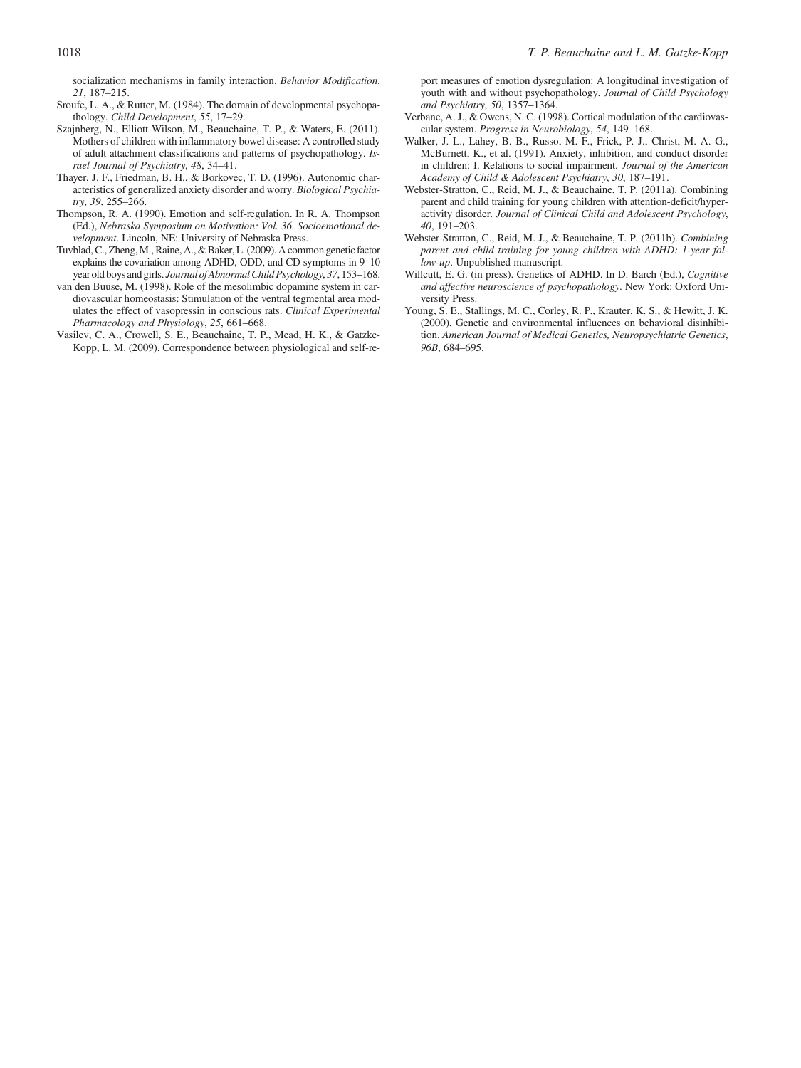socialization mechanisms in family interaction. *Behavior Modification*, *21*, 187–215.

Sroufe, L. A., & Rutter, M. (1984). The domain of developmental psychopathology. *Child Development*, *55*, 17–29.

Szajnberg, N., Elliott-Wilson, M., Beauchaine, T. P., & Waters, E. (2011). Mothers of children with inflammatory bowel disease: A controlled study of adult attachment classifications and patterns of psychopathology. *Israel Journal of Psychiatry*, *48*, 34–41.

Thayer, J. F., Friedman, B. H., & Borkovec, T. D. (1996). Autonomic characteristics of generalized anxiety disorder and worry. *Biological Psychiatry*, *39*, 255–266.

Thompson, R. A. (1990). Emotion and self-regulation. In R. A. Thompson (Ed.), *Nebraska Symposium on Motivation: Vol. 36. Socioemotional development*. Lincoln, NE: University of Nebraska Press.

Tuvblad, C., Zheng, M., Raine, A., & Baker, L. (2009). A common genetic factor explains the covariation among ADHD, ODD, and CD symptoms in 9–10 year old boys and girls. *Journal of Abnormal Child Psychology*, *37*, 153–168.

van den Buuse, M. (1998). Role of the mesolimbic dopamine system in cardiovascular homeostasis: Stimulation of the ventral tegmental area modulates the effect of vasopressin in conscious rats. *Clinical Experimental Pharmacology and Physiology*, *25*, 661–668.

Vasilev, C. A., Crowell, S. E., Beauchaine, T. P., Mead, H. K., & Gatzke-Kopp, L. M. (2009). Correspondence between physiological and self-report measures of emotion dysregulation: A longitudinal investigation of youth with and without psychopathology. *Journal of Child Psychology and Psychiatry*, *50*, 1357–1364.

Verbane, A. J., & Owens, N. C. (1998). Cortical modulation of the cardiovascular system. *Progress in Neurobiology*, *54*, 149–168.

Walker, J. L., Lahey, B. B., Russo, M. F., Frick, P. J., Christ, M. A. G., McBurnett, K., et al. (1991). Anxiety, inhibition, and conduct disorder in children: I. Relations to social impairment. *Journal of the American Academy of Child & Adolescent Psychiatry*, *30*, 187–191.

Webster-Stratton, C., Reid, M. J., & Beauchaine, T. P. (2011a). Combining parent and child training for young children with attention-deficit/hyperactivity disorder. *Journal of Clinical Child and Adolescent Psychology*, *40*, 191–203.

Webster-Stratton, C., Reid, M. J., & Beauchaine, T. P. (2011b). *Combining parent and child training for young children with ADHD: 1-year follow-up*. Unpublished manuscript.

Willcutt, E. G. (in press). Genetics of ADHD. In D. Barch (Ed.), *Cognitive and affective neuroscience of psychopathology*. New York: Oxford University Press.

Young, S. E., Stallings, M. C., Corley, R. P., Krauter, K. S., & Hewitt, J. K. (2000). Genetic and environmental influences on behavioral disinhibition. *American Journal of Medical Genetics, Neuropsychiatric Genetics*, *96B*, 684–695.